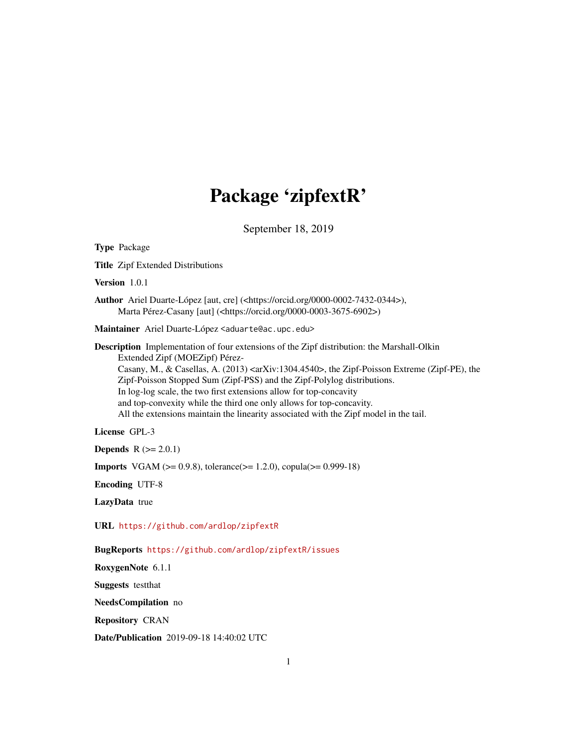# Package 'zipfextR'

September 18, 2019

**Type** Package

**Title** Zipf Extended Distributions

**Version** 1.0.1

**Author** Ariel Duarte-López [aut, cre] (<https://orcid.org/0000-0002-7432-0344>), Marta Pérez-Casany [aut] (<https://orcid.org/0000-0003-3675-6902>)

**Maintainer** Ariel Duarte-López <aduarte@ac.upc.edu>

**Description** Implementation of four extensions of the Zipf distribution: the Marshall-Olkin Extended Zipf (MOEZipf) Pérez-Casany, M., & Casellas, A. (2013) <arXiv:1304.4540>, the Zipf-Poisson Extreme (Zipf-PE), the Zipf-Poisson Stopped Sum (Zipf-PSS) and the Zipf-Polylog distributions. In log-log scale, the two first extensions allow for top-concavity and top-convexity while the third one only allows for top-concavity. All the extensions maintain the linearity associated with the Zipf model in the tail.

**License** GPL-3

**Depends** R (>= 2.0.1)

**Imports** VGAM (>= 0.9.8), tolerance(>= 1.2.0), copula(>= 0.999-18)

**Encoding** UTF-8

**LazyData** true

**URL** https://github.com/ardlop/zipfextR

**BugReports** https://github.com/ardlop/zipfextR/issues

**RoxygenNote** 6.1.1

**Suggests** testthat

**NeedsCompilation** no

**Repository** CRAN

**Date/Publication** 2019-09-18 14:40:02 UTC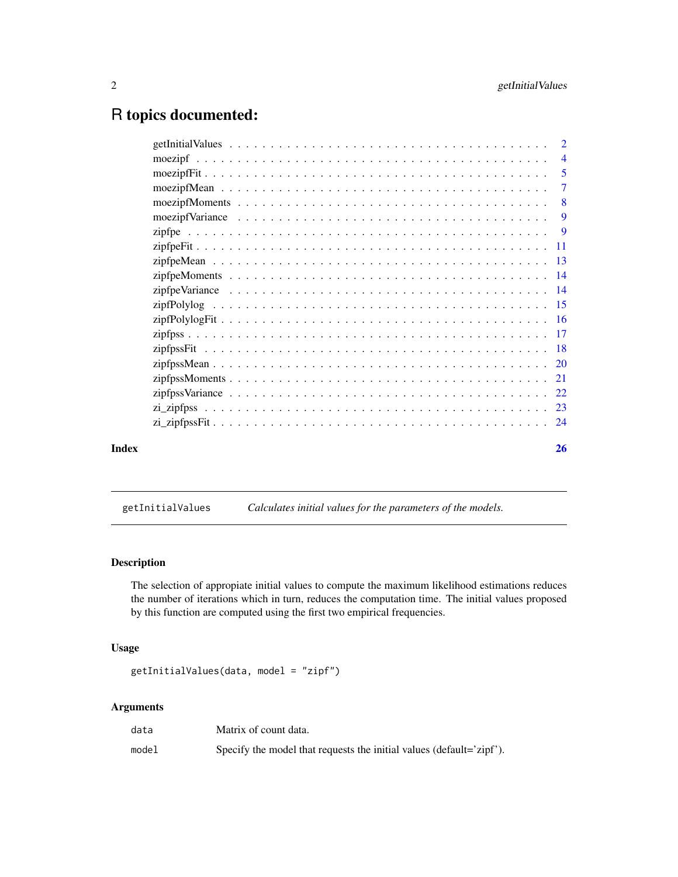# R topics documented:

| | |
|---|---|
| getInitialValues | 2 |
| moezipf | 4 |
| moezipfFit | 5 |
| moezipfMean | 7 |
| moezipfMoments | 8 |
| moezipfVariance | 9 |
| zipfpe | 9 |
| zipfpeFit | 11 |
| zipfpeMean | 13 |
| zipfpeMoments | 14 |
| zipfpeVariance | 14 |
| zipfPolylog | 15 |
| zipfPolylogFit | 16 |
| zipfpss | 17 |
| zipfpssFit | 18 |
| zipfpssMean | 20 |
| zipfpssMoments | 21 |
| zipfpssVariance | 22 |
| zi_zipfpss | 23 |
| zi_zipfpssFit | 24 |

**Index** **26**

---

getInitialValues &nbsp;&nbsp;&nbsp; *Calculates initial values for the parameters of the models.*

---

## Description

The selection of appropiate initial values to compute the maximum likelihood estimations reduces the number of iterations which in turn, reduces the computation time. The initial values proposed by this function are computed using the first two empirical frequencies.

## Usage

```
getInitialValues(data, model = "zipf")
```

## Arguments

| | |
|---|---|
| data | Matrix of count data. |
| model | Specify the model that requests the initial values (default='zipf'). |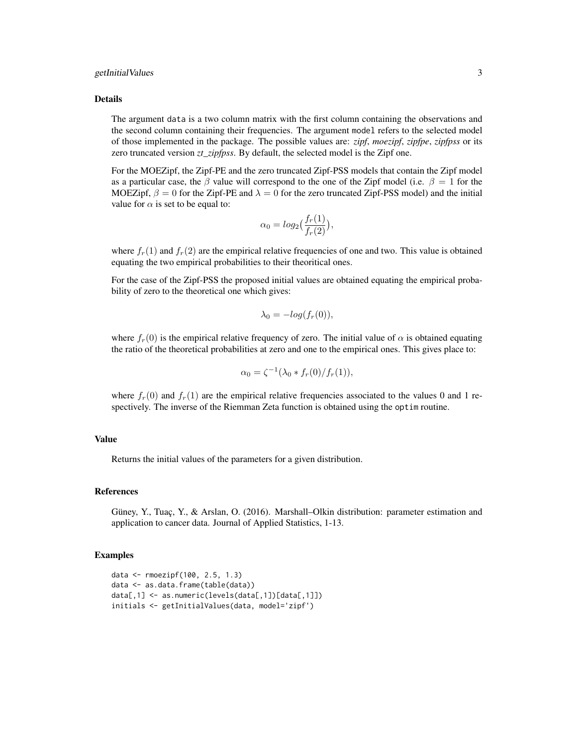### Details

The argument `data` is a two column matrix with the first column containing the observations and the second column containing their frequencies. The argument `model` refers to the selected model of those implemented in the package. The possible values are: *zipf*, *moezipf*, *zipfpe*, *zipfpss* or its zero truncated version *zt_zipfpss*. By default, the selected model is the Zipf one.

For the MOEZipf, the Zipf-PE and the zero truncated Zipf-PSS models that contain the Zipf model as a particular case, the $\beta$ value will correspond to the one of the Zipf model (i.e. $\beta = 1$ for the MOEZipf, $\beta = 0$ for the Zipf-PE and $\lambda = 0$ for the zero truncated Zipf-PSS model) and the initial value for $\alpha$ is set to be equal to:

$$\alpha_0 = log_2(\frac{f_r(1)}{f_r(2)}),$$

where $f_r(1)$ and $f_r(2)$ are the empirical relative frequencies of one and two. This value is obtained equating the two empirical probabilities to their theoritical ones.

For the case of the Zipf-PSS the proposed initial values are obtained equating the empirical probability of zero to the theoretical one which gives:

$$\lambda_0 = -log(f_r(0)),$$

where $f_r(0)$ is the empirical relative frequency of zero. The initial value of $\alpha$ is obtained equating the ratio of the theoretical probabilities at zero and one to the empirical ones. This gives place to:

$$\alpha_0 = \zeta^{-1}(\lambda_0 * f_r(0)/f_r(1)),$$

where $f_r(0)$ and $f_r(1)$ are the empirical relative frequencies associated to the values 0 and 1 respectively. The inverse of the Riemman Zeta function is obtained using the `optim` routine.

### Value

Returns the initial values of the parameters for a given distribution.

### References

Güney, Y., Tuaç, Y., & Arslan, O. (2016). Marshall–Olkin distribution: parameter estimation and application to cancer data. Journal of Applied Statistics, 1-13.

### Examples

```
data <- rmoezipf(100, 2.5, 1.3)
data <- as.data.frame(table(data))
data[,1] <- as.numeric(levels(data[,1])[data[,1]])
initials <- getInitialValues(data, model='zipf')
```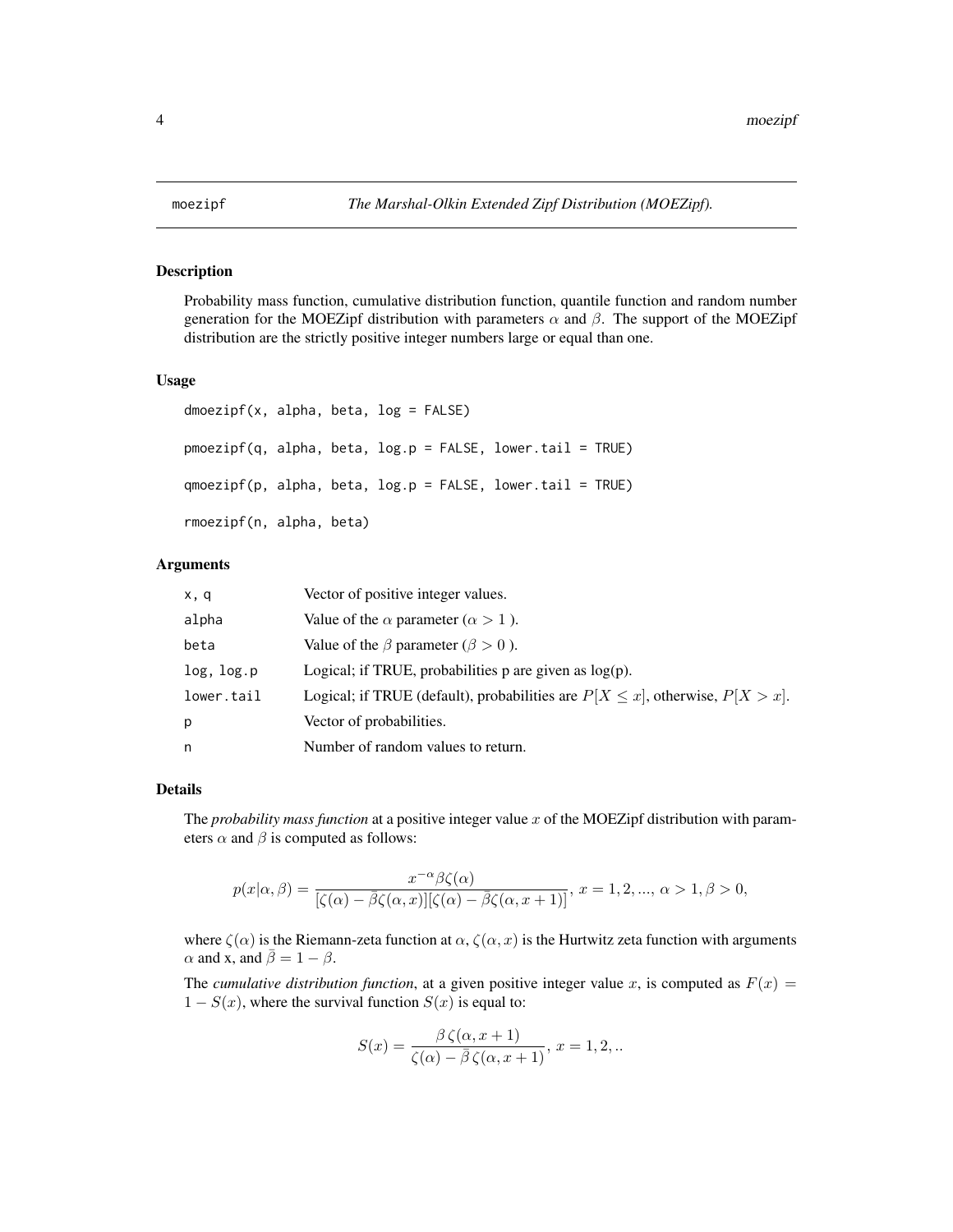# moezipf — *The Marshal-Olkin Extended Zipf Distribution (MOEZipf).*

## Description

Probability mass function, cumulative distribution function, quantile function and random number generation for the MOEZipf distribution with parameters $\alpha$ and $\beta$. The support of the MOEZipf distribution are the strictly positive integer numbers large or equal than one.

## Usage

```
dmoezipf(x, alpha, beta, log = FALSE)

pmoezipf(q, alpha, beta, log.p = FALSE, lower.tail = TRUE)

qmoezipf(p, alpha, beta, log.p = FALSE, lower.tail = TRUE)

rmoezipf(n, alpha, beta)
```

## Arguments

| | |
|---|---|
| x, q | Vector of positive integer values. |
| alpha | Value of the $\alpha$ parameter ($\alpha > 1$ ). |
| beta | Value of the $\beta$ parameter ($\beta > 0$ ). |
| log, log.p | Logical; if TRUE, probabilities p are given as log(p). |
| lower.tail | Logical; if TRUE (default), probabilities are $P[X \leq x]$, otherwise, $P[X > x]$. |
| p | Vector of probabilities. |
| n | Number of random values to return. |

## Details

The *probability mass function* at a positive integer value $x$ of the MOEZipf distribution with parameters $\alpha$ and $\beta$ is computed as follows:

$$p(x|\alpha, \beta) = \frac{x^{-\alpha}\beta\zeta(\alpha)}{[\zeta(\alpha) - \bar{\beta}\zeta(\alpha, x)][\zeta(\alpha) - \bar{\beta}\zeta(\alpha, x+1)]},\ x = 1, 2, ...,\ \alpha > 1, \beta > 0,$$

where $\zeta(\alpha)$ is the Riemann-zeta function at $\alpha$, $\zeta(\alpha, x)$ is the Hurtwitz zeta function with arguments $\alpha$ and x, and $\bar{\beta} = 1 - \beta$.

The *cumulative distribution function*, at a given positive integer value $x$, is computed as $F(x) = 1 - S(x)$, where the survival function $S(x)$ is equal to:

$$S(x) = \frac{\beta\,\zeta(\alpha, x+1)}{\zeta(\alpha) - \bar{\beta}\,\zeta(\alpha, x+1)},\ x = 1, 2, ..$$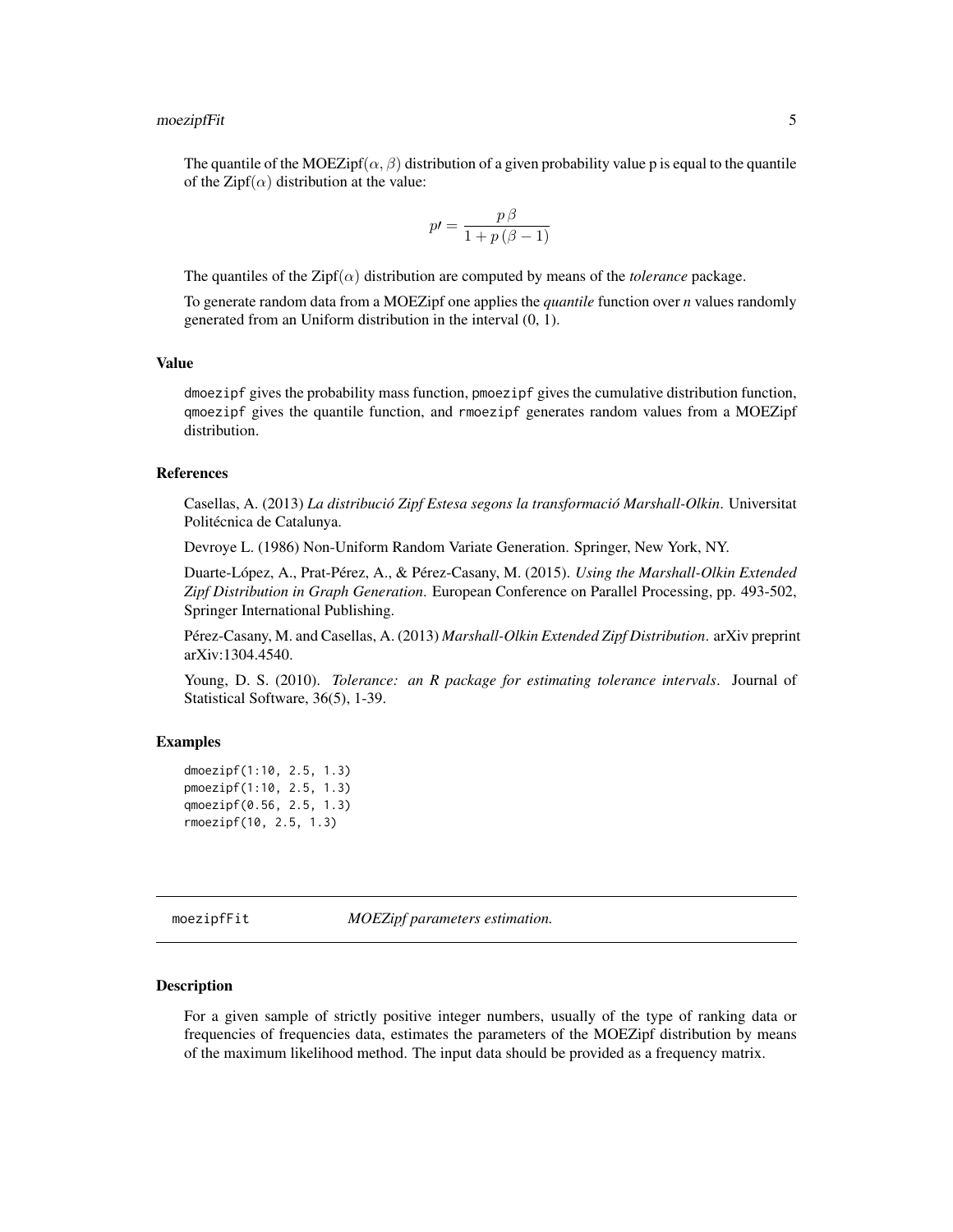The quantile of the MOEZipf($\alpha, \beta$) distribution of a given probability value p is equal to the quantile of the Zipf($\alpha$) distribution at the value:

$$p\prime = \frac{p\,\beta}{1 + p\,(\beta - 1)}$$

The quantiles of the Zipf($\alpha$) distribution are computed by means of the *tolerance* package.

To generate random data from a MOEZipf one applies the *quantile* function over *n* values randomly generated from an Uniform distribution in the interval (0, 1).

### Value

`dmoezipf` gives the probability mass function, `pmoezipf` gives the cumulative distribution function, `qmoezipf` gives the quantile function, and `rmoezipf` generates random values from a MOEZipf distribution.

### References

Casellas, A. (2013) *La distribució Zipf Estesa segons la transformació Marshall-Olkin*. Universitat Politécnica de Catalunya.

Devroye L. (1986) Non-Uniform Random Variate Generation. Springer, New York, NY.

Duarte-López, A., Prat-Pérez, A., & Pérez-Casany, M. (2015). *Using the Marshall-Olkin Extended Zipf Distribution in Graph Generation*. European Conference on Parallel Processing, pp. 493-502, Springer International Publishing.

Pérez-Casany, M. and Casellas, A. (2013) *Marshall-Olkin Extended Zipf Distribution*. arXiv preprint arXiv:1304.4540.

Young, D. S. (2010). *Tolerance: an R package for estimating tolerance intervals*. Journal of Statistical Software, 36(5), 1-39.

### Examples

```
dmoezipf(1:10, 2.5, 1.3)
pmoezipf(1:10, 2.5, 1.3)
qmoezipf(0.56, 2.5, 1.3)
rmoezipf(10, 2.5, 1.3)
```

---

## moezipfFit — *MOEZipf parameters estimation.*

---

### Description

For a given sample of strictly positive integer numbers, usually of the type of ranking data or frequencies of frequencies data, estimates the parameters of the MOEZipf distribution by means of the maximum likelihood method. The input data should be provided as a frequency matrix.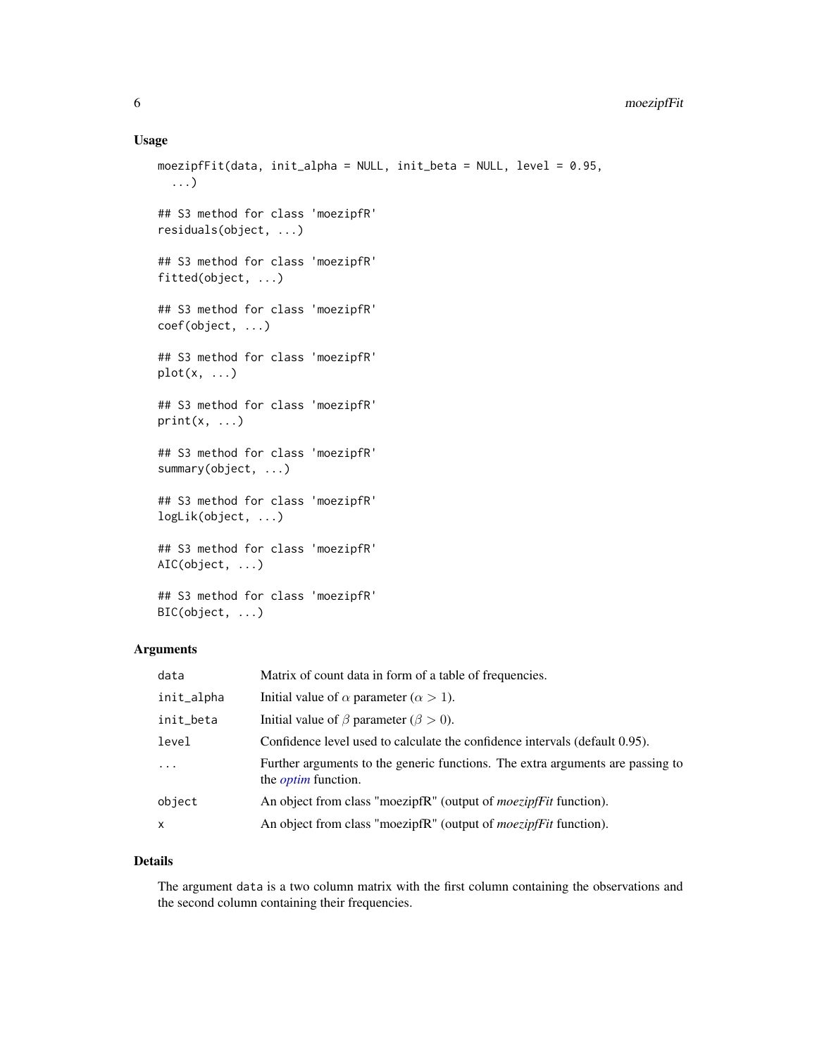### Usage

```
moezipfFit(data, init_alpha = NULL, init_beta = NULL, level = 0.95,
  ...)

## S3 method for class 'moezipfR'
residuals(object, ...)

## S3 method for class 'moezipfR'
fitted(object, ...)

## S3 method for class 'moezipfR'
coef(object, ...)

## S3 method for class 'moezipfR'
plot(x, ...)

## S3 method for class 'moezipfR'
print(x, ...)

## S3 method for class 'moezipfR'
summary(object, ...)

## S3 method for class 'moezipfR'
logLik(object, ...)

## S3 method for class 'moezipfR'
AIC(object, ...)

## S3 method for class 'moezipfR'
BIC(object, ...)
```

### Arguments

| | |
|---|---|
| `data` | Matrix of count data in form of a table of frequencies. |
| `init_alpha` | Initial value of $\alpha$ parameter ($\alpha > 1$). |
| `init_beta` | Initial value of $\beta$ parameter ($\beta > 0$). |
| `level` | Confidence level used to calculate the confidence intervals (default 0.95). |
| `...` | Further arguments to the generic functions. The extra arguments are passing to the *optim* function. |
| `object` | An object from class "moezipfR" (output of *moezipfFit* function). |
| `x` | An object from class "moezipfR" (output of *moezipfFit* function). |

### Details

The argument `data` is a two column matrix with the first column containing the observations and the second column containing their frequencies.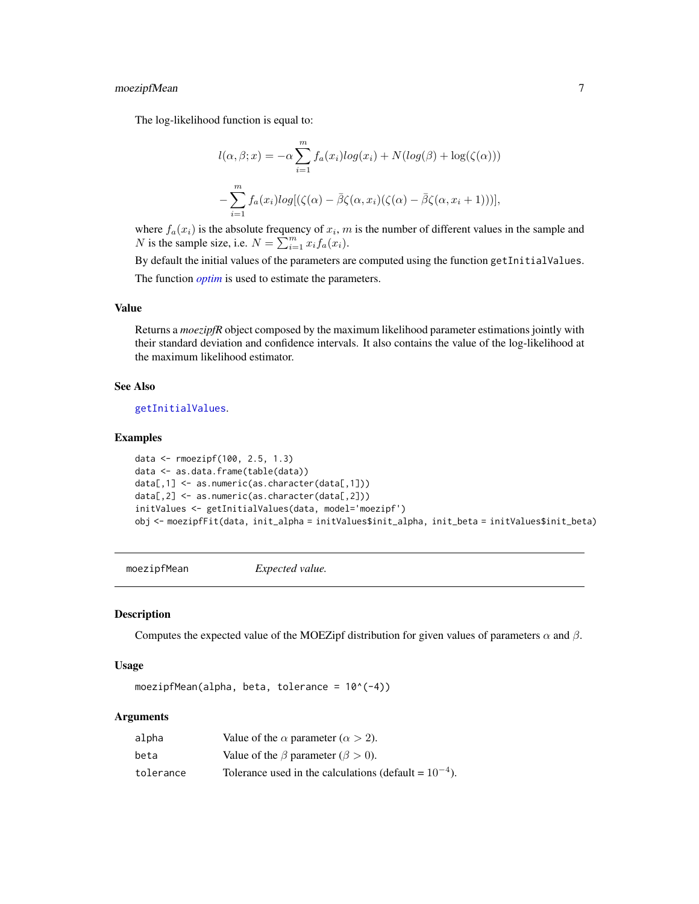The log-likelihood function is equal to:

$$l(\alpha, \beta; x) = -\alpha \sum_{i=1}^{m} f_a(x_i) log(x_i) + N(log(\beta) + \log(\zeta(\alpha)))$$

$$-\sum_{i=1}^{m} f_a(x_i) log[(\zeta(\alpha) - \bar{\beta}\zeta(\alpha, x_i)(\zeta(\alpha) - \bar{\beta}\zeta(\alpha, x_i + 1)))],$$

where $f_a(x_i)$ is the absolute frequency of $x_i$, $m$ is the number of different values in the sample and $N$ is the sample size, i.e. $N = \sum_{i=1}^{m} x_i f_a(x_i)$.

By default the initial values of the parameters are computed using the function `getInitialValues`.

The function *optim* is used to estimate the parameters.

### Value

Returns a *moezipfR* object composed by the maximum likelihood parameter estimations jointly with their standard deviation and confidence intervals. It also contains the value of the log-likelihood at the maximum likelihood estimator.

### See Also

`getInitialValues`.

### Examples

```
data <- rmoezipf(100, 2.5, 1.3)
data <- as.data.frame(table(data))
data[,1] <- as.numeric(as.character(data[,1]))
data[,2] <- as.numeric(as.character(data[,2]))
initValues <- getInitialValues(data, model='moezipf')
obj <- moezipfFit(data, init_alpha = initValues$init_alpha, init_beta = initValues$init_beta)
```

---

## moezipfMean — *Expected value.*

### Description

Computes the expected value of the MOEZipf distribution for given values of parameters $\alpha$ and $\beta$.

### Usage

```
moezipfMean(alpha, beta, tolerance = 10^(-4))
```

### Arguments

| | |
|---|---|
| alpha | Value of the $\alpha$ parameter ($\alpha > 2$). |
| beta | Value of the $\beta$ parameter ($\beta > 0$). |
| tolerance | Tolerance used in the calculations (default = $10^{-4}$). |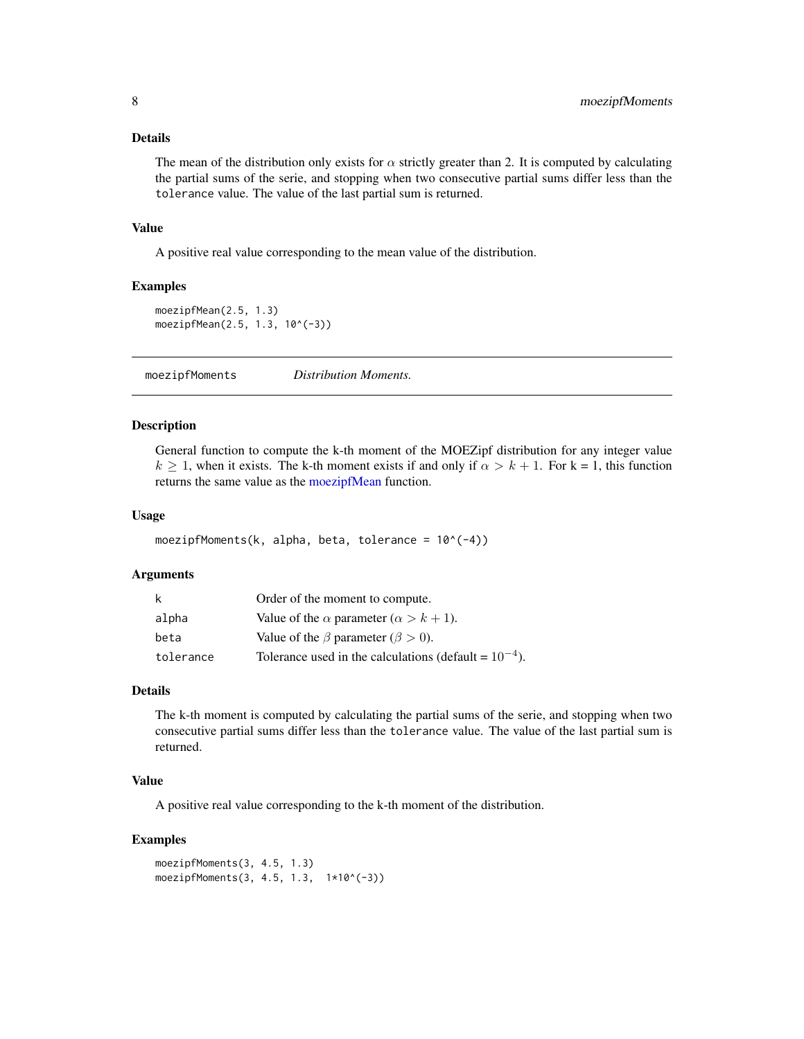### Details

The mean of the distribution only exists for $\alpha$ strictly greater than 2. It is computed by calculating the partial sums of the serie, and stopping when two consecutive partial sums differ less than the `tolerance` value. The value of the last partial sum is returned.

### Value

A positive real value corresponding to the mean value of the distribution.

### Examples

```
moezipfMean(2.5, 1.3)
moezipfMean(2.5, 1.3, 10^(-3))
```

---

## moezipfMoments — *Distribution Moments.*

---

### Description

General function to compute the k-th moment of the MOEZipf distribution for any integer value $k \geq 1$, when it exists. The k-th moment exists if and only if $\alpha > k + 1$. For k = 1, this function returns the same value as the moezipfMean function.

### Usage

```
moezipfMoments(k, alpha, beta, tolerance = 10^(-4))
```

### Arguments

| | |
|---|---|
| k | Order of the moment to compute. |
| alpha | Value of the $\alpha$ parameter ($\alpha > k + 1$). |
| beta | Value of the $\beta$ parameter ($\beta > 0$). |
| tolerance | Tolerance used in the calculations (default = $10^{-4}$). |

### Details

The k-th moment is computed by calculating the partial sums of the serie, and stopping when two consecutive partial sums differ less than the `tolerance` value. The value of the last partial sum is returned.

### Value

A positive real value corresponding to the k-th moment of the distribution.

### Examples

```
moezipfMoments(3, 4.5, 1.3)
moezipfMoments(3, 4.5, 1.3,  1*10^(-3))
```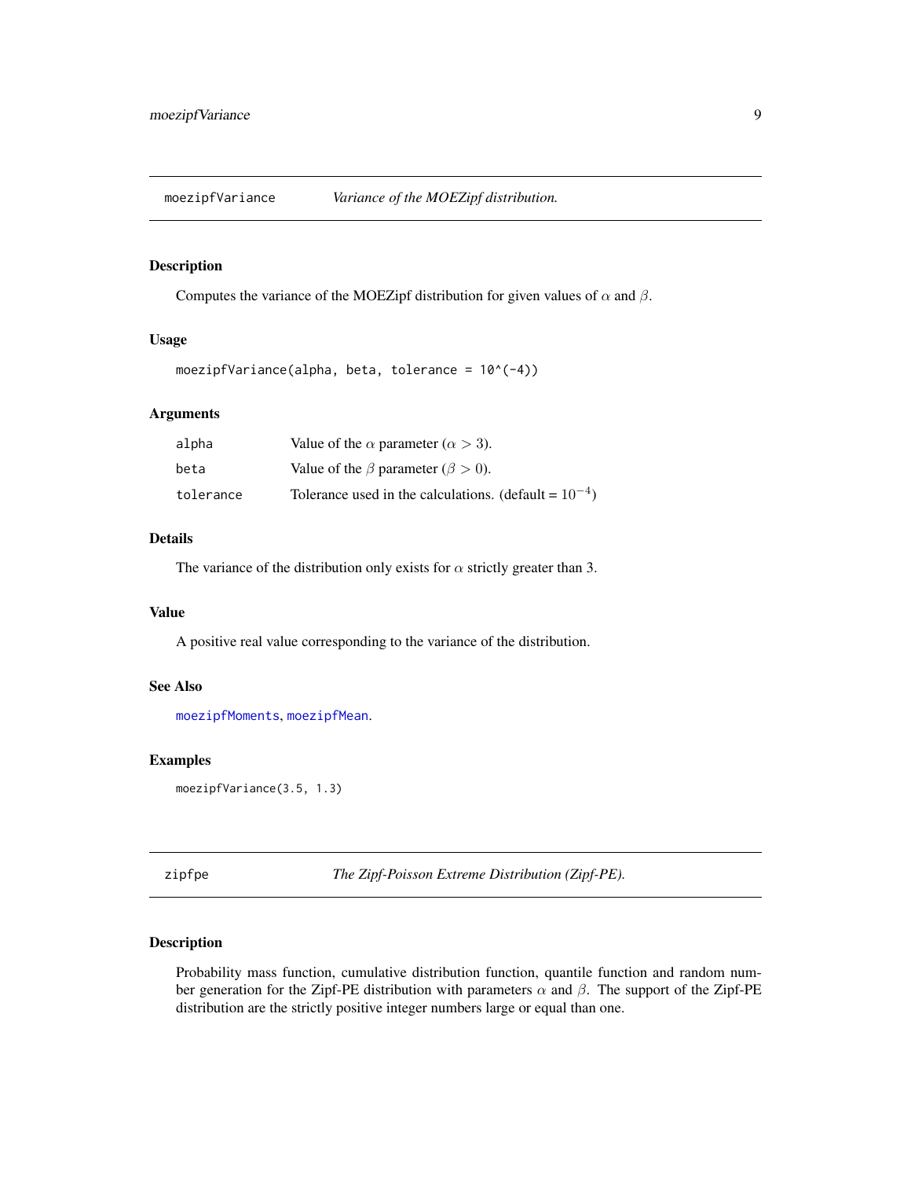## moezipfVariance — *Variance of the MOEZipf distribution.*

### Description

Computes the variance of the MOEZipf distribution for given values of $\alpha$ and $\beta$.

### Usage

```
moezipfVariance(alpha, beta, tolerance = 10^(-4))
```

### Arguments

| | |
|---|---|
| alpha | Value of the $\alpha$ parameter ($\alpha > 3$). |
| beta | Value of the $\beta$ parameter ($\beta > 0$). |
| tolerance | Tolerance used in the calculations. (default = $10^{-4}$) |

### Details

The variance of the distribution only exists for $\alpha$ strictly greater than 3.

### Value

A positive real value corresponding to the variance of the distribution.

### See Also

moezipfMoments, moezipfMean.

### Examples

```
moezipfVariance(3.5, 1.3)
```

## zipfpe — *The Zipf-Poisson Extreme Distribution (Zipf-PE).*

### Description

Probability mass function, cumulative distribution function, quantile function and random number generation for the Zipf-PE distribution with parameters $\alpha$ and $\beta$. The support of the Zipf-PE distribution are the strictly positive integer numbers large or equal than one.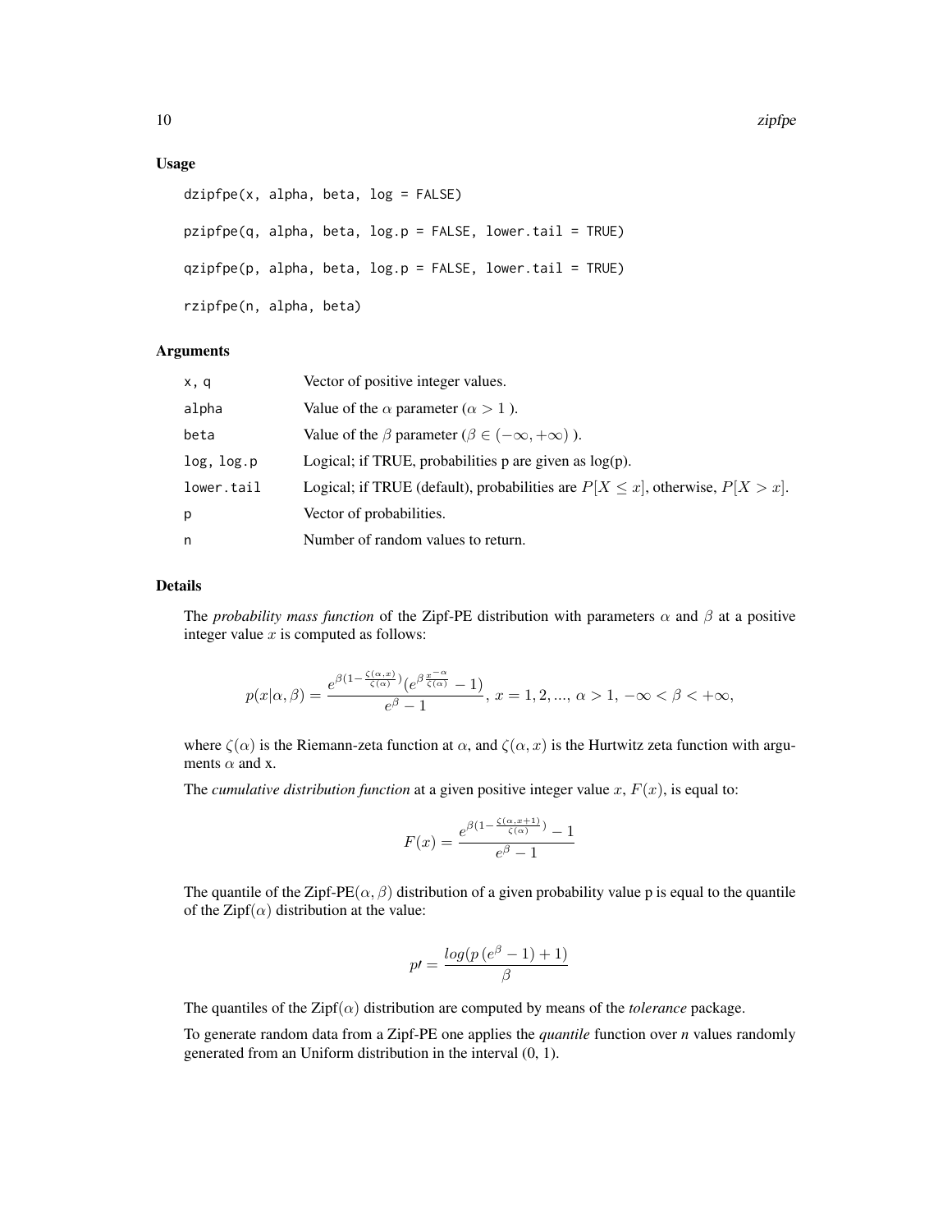### Usage

```
dzipfpe(x, alpha, beta, log = FALSE)

pzipfpe(q, alpha, beta, log.p = FALSE, lower.tail = TRUE)

qzipfpe(p, alpha, beta, log.p = FALSE, lower.tail = TRUE)

rzipfpe(n, alpha, beta)
```

### Arguments

| | |
|---|---|
| x, q | Vector of positive integer values. |
| alpha | Value of the $\alpha$ parameter ($\alpha > 1$ ). |
| beta | Value of the $\beta$ parameter ($\beta \in (-\infty, +\infty)$ ). |
| log, log.p | Logical; if TRUE, probabilities p are given as log(p). |
| lower.tail | Logical; if TRUE (default), probabilities are $P[X \leq x]$, otherwise, $P[X > x]$. |
| p | Vector of probabilities. |
| n | Number of random values to return. |

### Details

The *probability mass function* of the Zipf-PE distribution with parameters $\alpha$ and $\beta$ at a positive integer value $x$ is computed as follows:

$$p(x|\alpha, \beta) = \frac{e^{\beta(1-\frac{\zeta(\alpha,x)}{\zeta(\alpha)})}(e^{\beta\frac{x^{-\alpha}}{\zeta(\alpha)}} - 1)}{e^{\beta} - 1},\ x = 1, 2, ...,\ \alpha > 1,\ -\infty < \beta < +\infty,$$

where $\zeta(\alpha)$ is the Riemann-zeta function at $\alpha$, and $\zeta(\alpha, x)$ is the Hurtwitz zeta function with arguments $\alpha$ and x.

The *cumulative distribution function* at a given positive integer value $x$, $F(x)$, is equal to:

$$F(x) = \frac{e^{\beta(1-\frac{\zeta(\alpha,x+1)}{\zeta(\alpha)})} - 1}{e^{\beta} - 1}$$

The quantile of the Zipf-PE$(\alpha, \beta)$ distribution of a given probability value p is equal to the quantile of the Zipf$(\alpha)$ distribution at the value:

$$p\prime = \frac{log(p\,(e^{\beta} - 1) + 1)}{\beta}$$

The quantiles of the Zipf$(\alpha)$ distribution are computed by means of the *tolerance* package.

To generate random data from a Zipf-PE one applies the *quantile* function over *n* values randomly generated from an Uniform distribution in the interval (0, 1).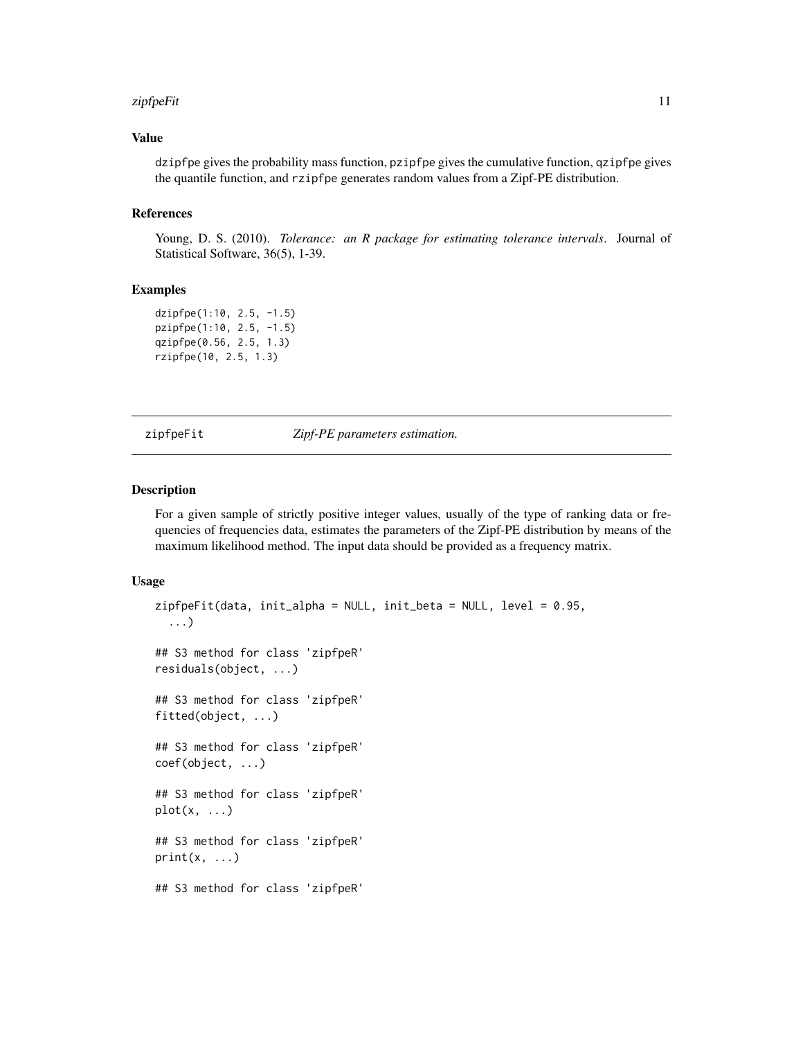### Value

dzipfpe gives the probability mass function, pzipfpe gives the cumulative function, qzipfpe gives the quantile function, and rzipfpe generates random values from a Zipf-PE distribution.

### References

Young, D. S. (2010). *Tolerance: an R package for estimating tolerance intervals*. Journal of Statistical Software, 36(5), 1-39.

### Examples

```
dzipfpe(1:10, 2.5, -1.5)
pzipfpe(1:10, 2.5, -1.5)
qzipfpe(0.56, 2.5, 1.3)
rzipfpe(10, 2.5, 1.3)
```

---

## zipfpeFit *Zipf-PE parameters estimation.*

---

### Description

For a given sample of strictly positive integer values, usually of the type of ranking data or frequencies of frequencies data, estimates the parameters of the Zipf-PE distribution by means of the maximum likelihood method. The input data should be provided as a frequency matrix.

### Usage

```
zipfpeFit(data, init_alpha = NULL, init_beta = NULL, level = 0.95,
  ...)

## S3 method for class 'zipfpeR'
residuals(object, ...)

## S3 method for class 'zipfpeR'
fitted(object, ...)

## S3 method for class 'zipfpeR'
coef(object, ...)

## S3 method for class 'zipfpeR'
plot(x, ...)

## S3 method for class 'zipfpeR'
print(x, ...)

## S3 method for class 'zipfpeR'
```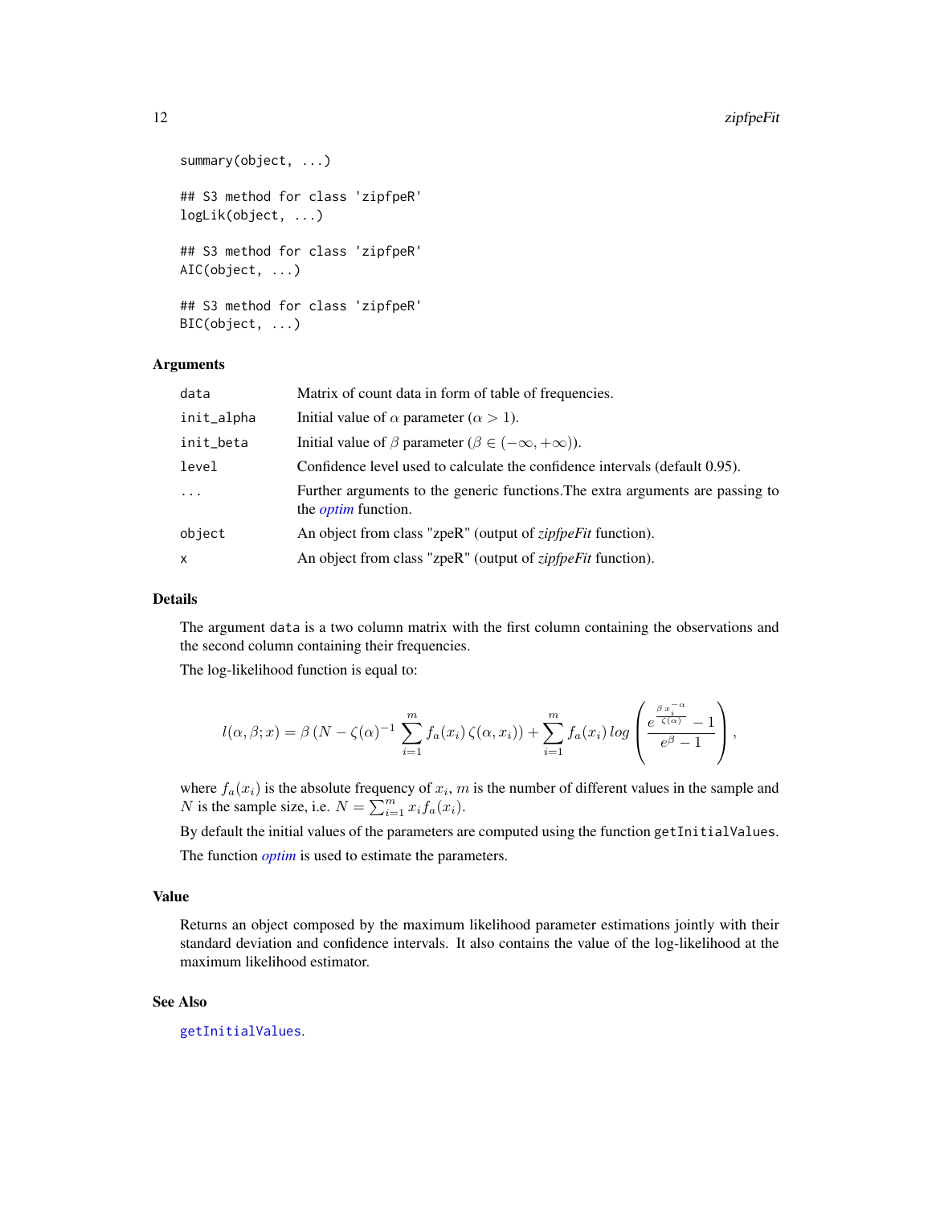```
summary(object, ...)

## S3 method for class 'zipfpeR'
logLik(object, ...)

## S3 method for class 'zipfpeR'
AIC(object, ...)

## S3 method for class 'zipfpeR'
BIC(object, ...)
```

### Arguments

| | |
|---|---|
| `data` | Matrix of count data in form of table of frequencies. |
| `init_alpha` | Initial value of $\alpha$ parameter ($\alpha > 1$). |
| `init_beta` | Initial value of $\beta$ parameter ($\beta \in (-\infty, +\infty)$). |
| `level` | Confidence level used to calculate the confidence intervals (default 0.95). |
| `...` | Further arguments to the generic functions.The extra arguments are passing to the *optim* function. |
| `object` | An object from class "zpeR" (output of *zipfpeFit* function). |
| `x` | An object from class "zpeR" (output of *zipfpeFit* function). |

### Details

The argument `data` is a two column matrix with the first column containing the observations and the second column containing their frequencies.

The log-likelihood function is equal to:

$$l(\alpha, \beta; x) = \beta\,(N - \zeta(\alpha)^{-1} \sum_{i=1}^{m} f_a(x_i)\,\zeta(\alpha, x_i)) + \sum_{i=1}^{m} f_a(x_i)\,log\left(\frac{e^{\frac{\beta\,x_i^{-\alpha}}{\zeta(\alpha)}} - 1}{e^{\beta} - 1}\right),$$

where $f_a(x_i)$ is the absolute frequency of $x_i$, $m$ is the number of different values in the sample and $N$ is the sample size, i.e. $N = \sum_{i=1}^{m} x_i f_a(x_i)$.

By default the initial values of the parameters are computed using the function `getInitialValues`.

The function *optim* is used to estimate the parameters.

### Value

Returns an object composed by the maximum likelihood parameter estimations jointly with their standard deviation and confidence intervals. It also contains the value of the log-likelihood at the maximum likelihood estimator.

### See Also

`getInitialValues`.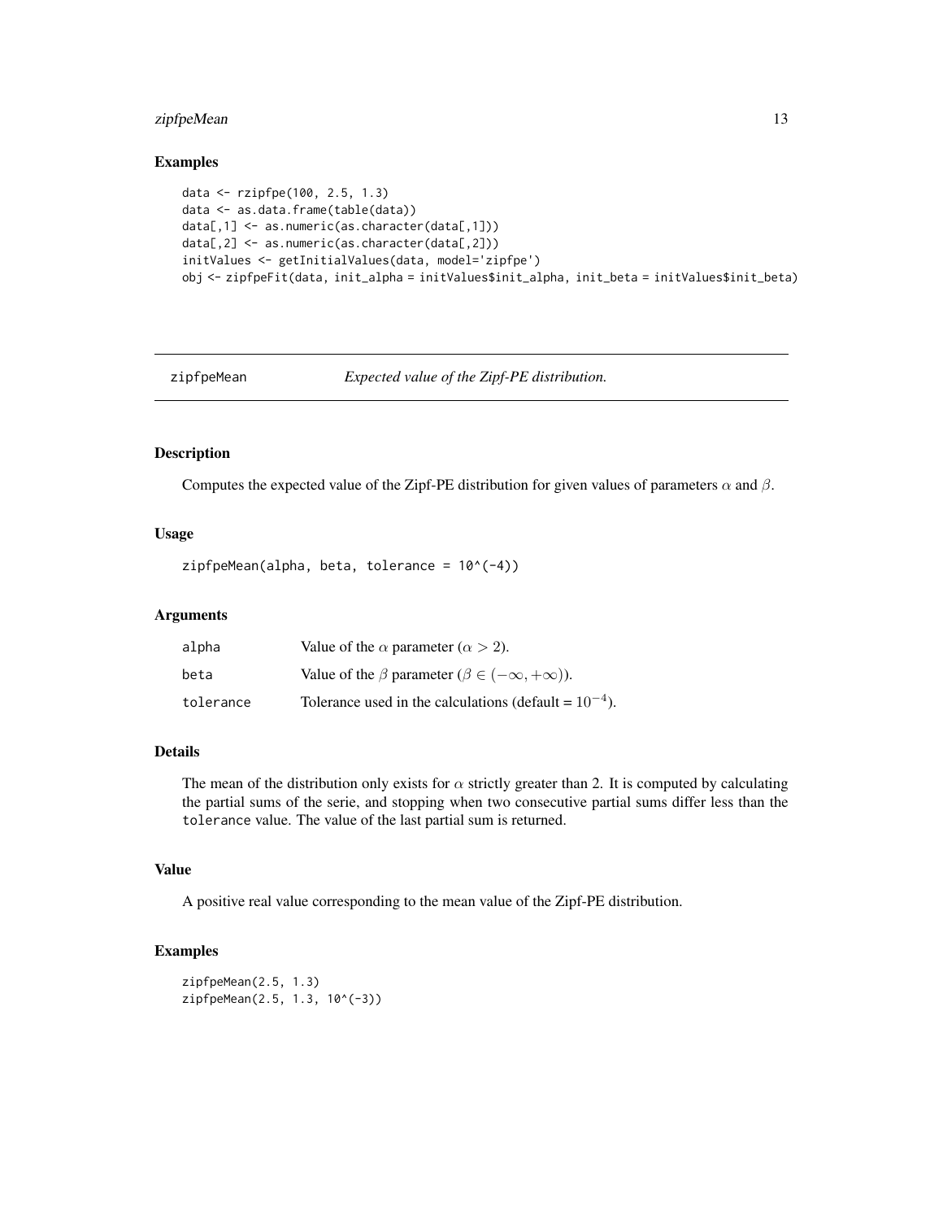## Examples

```
data <- rzipfpe(100, 2.5, 1.3)
data <- as.data.frame(table(data))
data[,1] <- as.numeric(as.character(data[,1]))
data[,2] <- as.numeric(as.character(data[,2]))
initValues <- getInitialValues(data, model='zipfpe')
obj <- zipfpeFit(data, init_alpha = initValues$init_alpha, init_beta = initValues$init_beta)
```

---

# zipfpeMean *Expected value of the Zipf-PE distribution.*

---

## Description

Computes the expected value of the Zipf-PE distribution for given values of parameters $\alpha$ and $\beta$.

## Usage

```
zipfpeMean(alpha, beta, tolerance = 10^(-4))
```

## Arguments

| | |
|---|---|
| alpha | Value of the $\alpha$ parameter ($\alpha > 2$). |
| beta | Value of the $\beta$ parameter ($\beta \in (-\infty, +\infty)$). |
| tolerance | Tolerance used in the calculations (default = $10^{-4}$). |

## Details

The mean of the distribution only exists for $\alpha$ strictly greater than 2. It is computed by calculating the partial sums of the serie, and stopping when two consecutive partial sums differ less than the `tolerance` value. The value of the last partial sum is returned.

## Value

A positive real value corresponding to the mean value of the Zipf-PE distribution.

## Examples

```
zipfpeMean(2.5, 1.3)
zipfpeMean(2.5, 1.3, 10^(-3))
```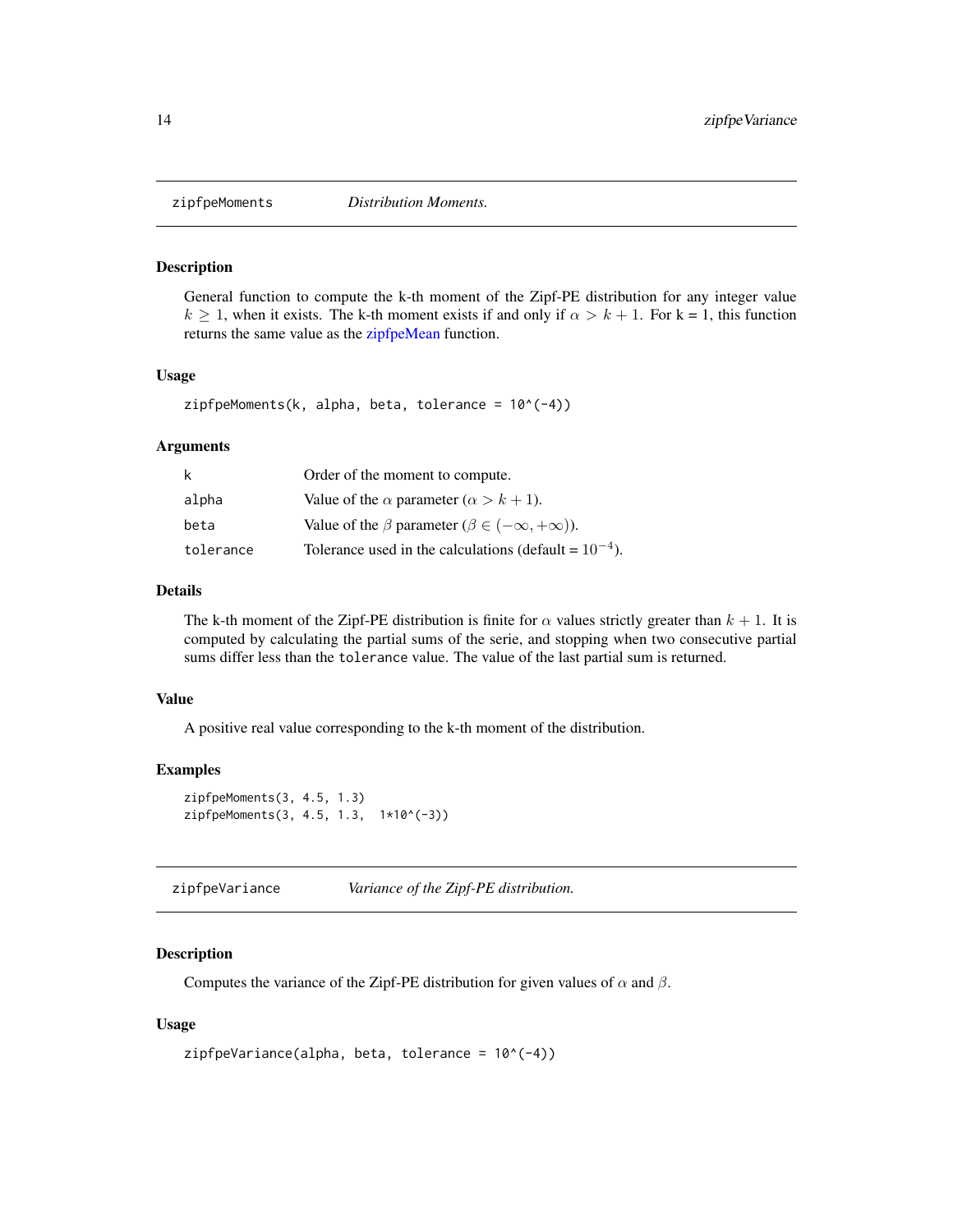## zipfpeMoments *Distribution Moments.*

### Description

General function to compute the k-th moment of the Zipf-PE distribution for any integer value $k \geq 1$, when it exists. The k-th moment exists if and only if $\alpha > k + 1$. For k = 1, this function returns the same value as the zipfpeMean function.

### Usage

```
zipfpeMoments(k, alpha, beta, tolerance = 10^(-4))
```

### Arguments

| | |
|---|---|
| k | Order of the moment to compute. |
| alpha | Value of the $\alpha$ parameter ($\alpha > k + 1$). |
| beta | Value of the $\beta$ parameter ($\beta \in (-\infty, +\infty)$). |
| tolerance | Tolerance used in the calculations (default = $10^{-4}$). |

### Details

The k-th moment of the Zipf-PE distribution is finite for $\alpha$ values strictly greater than $k + 1$. It is computed by calculating the partial sums of the serie, and stopping when two consecutive partial sums differ less than the `tolerance` value. The value of the last partial sum is returned.

### Value

A positive real value corresponding to the k-th moment of the distribution.

### Examples

```
zipfpeMoments(3, 4.5, 1.3)
zipfpeMoments(3, 4.5, 1.3,  1*10^(-3))
```

## zipfpeVariance *Variance of the Zipf-PE distribution.*

### Description

Computes the variance of the Zipf-PE distribution for given values of $\alpha$ and $\beta$.

### Usage

```
zipfpeVariance(alpha, beta, tolerance = 10^(-4))
```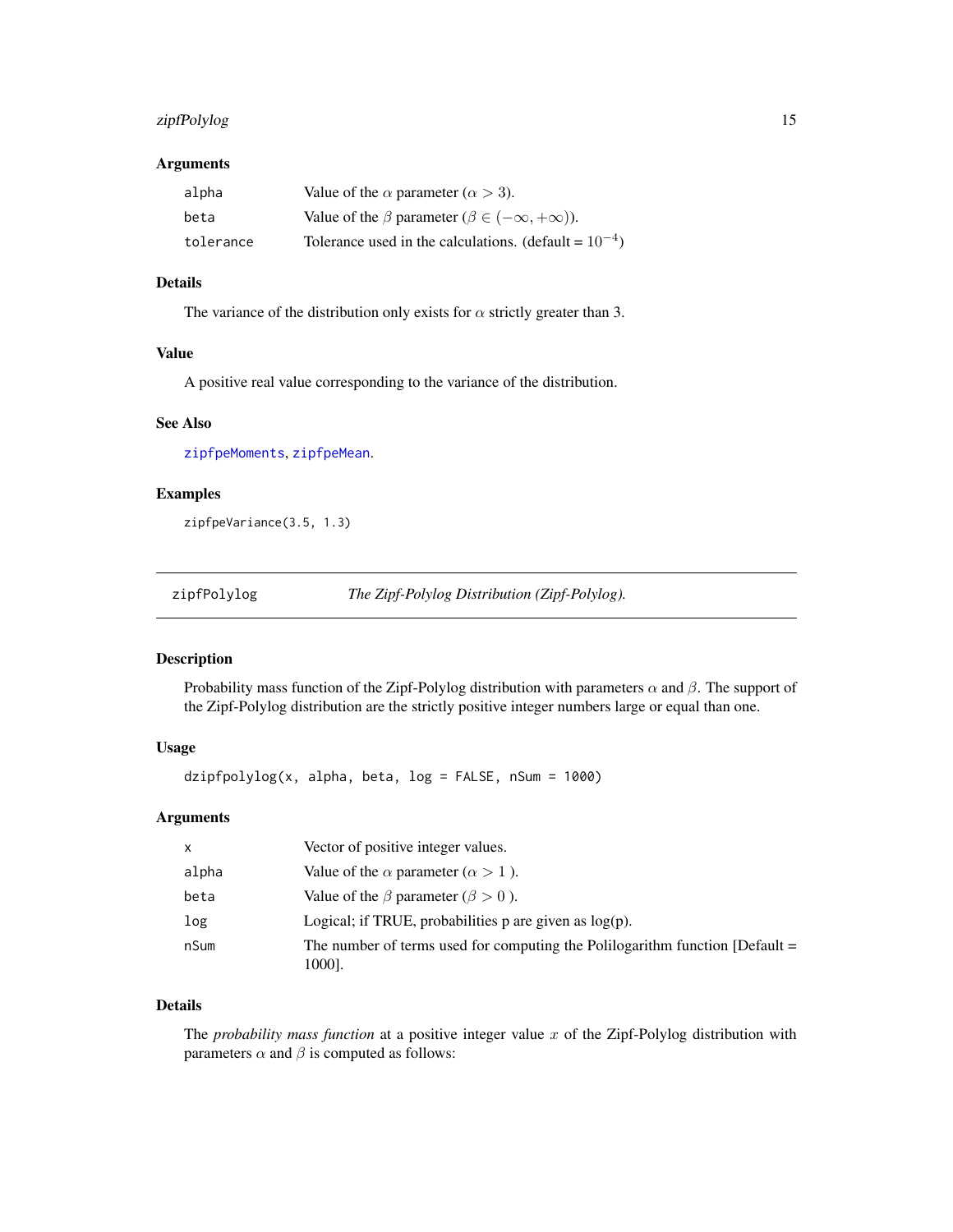### Arguments

| | |
|---|---|
| alpha | Value of the $\alpha$ parameter ($\alpha > 3$). |
| beta | Value of the $\beta$ parameter ($\beta \in (-\infty, +\infty)$). |
| tolerance | Tolerance used in the calculations. (default = $10^{-4}$) |

### Details

The variance of the distribution only exists for $\alpha$ strictly greater than 3.

### Value

A positive real value corresponding to the variance of the distribution.

### See Also

zipfpeMoments, zipfpeMean.

### Examples

```
zipfpeVariance(3.5, 1.3)
```

---

## zipfPolylog — *The Zipf-Polylog Distribution (Zipf-Polylog).*

---

### Description

Probability mass function of the Zipf-Polylog distribution with parameters $\alpha$ and $\beta$. The support of the Zipf-Polylog distribution are the strictly positive integer numbers large or equal than one.

### Usage

```
dzipfpolylog(x, alpha, beta, log = FALSE, nSum = 1000)
```

### Arguments

| | |
|---|---|
| x | Vector of positive integer values. |
| alpha | Value of the $\alpha$ parameter ($\alpha > 1$ ). |
| beta | Value of the $\beta$ parameter ($\beta > 0$ ). |
| log | Logical; if TRUE, probabilities p are given as log(p). |
| nSum | The number of terms used for computing the Polilogarithm function [Default = 1000]. |

### Details

The *probability mass function* at a positive integer value $x$ of the Zipf-Polylog distribution with parameters $\alpha$ and $\beta$ is computed as follows: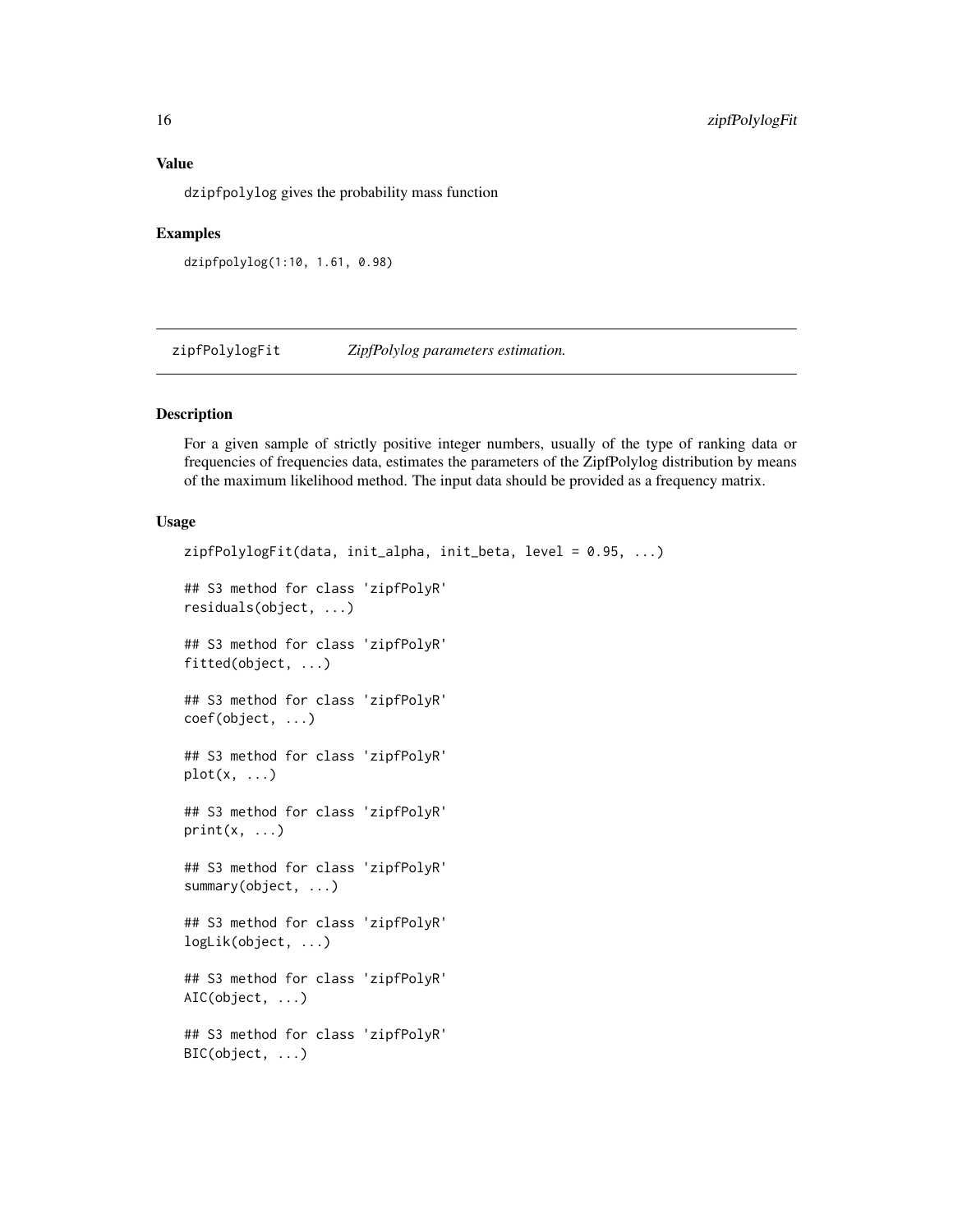### Value

dzipfpolylog gives the probability mass function

### Examples

```
dzipfpolylog(1:10, 1.61, 0.98)
```

---

## zipfPolylogFit *ZipfPolylog parameters estimation.*

---

### Description

For a given sample of strictly positive integer numbers, usually of the type of ranking data or frequencies of frequencies data, estimates the parameters of the ZipfPolylog distribution by means of the maximum likelihood method. The input data should be provided as a frequency matrix.

### Usage

```
zipfPolylogFit(data, init_alpha, init_beta, level = 0.95, ...)

## S3 method for class 'zipfPolyR'
residuals(object, ...)

## S3 method for class 'zipfPolyR'
fitted(object, ...)

## S3 method for class 'zipfPolyR'
coef(object, ...)

## S3 method for class 'zipfPolyR'
plot(x, ...)

## S3 method for class 'zipfPolyR'
print(x, ...)

## S3 method for class 'zipfPolyR'
summary(object, ...)

## S3 method for class 'zipfPolyR'
logLik(object, ...)

## S3 method for class 'zipfPolyR'
AIC(object, ...)

## S3 method for class 'zipfPolyR'
BIC(object, ...)
```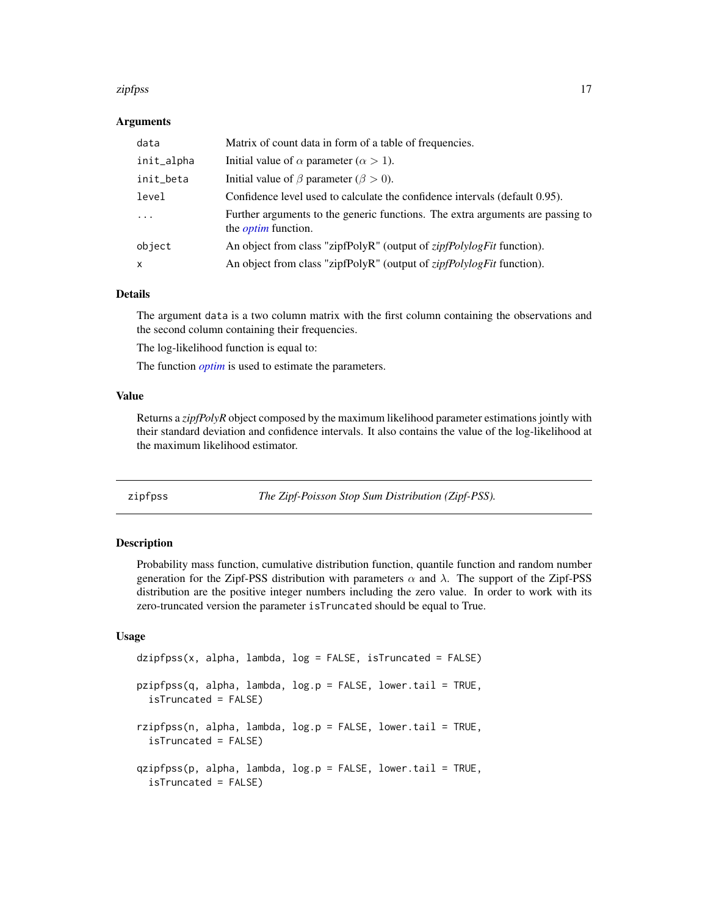### Arguments

| | |
|---|---|
| data | Matrix of count data in form of a table of frequencies. |
| init_alpha | Initial value of $\alpha$ parameter ($\alpha > 1$). |
| init_beta | Initial value of $\beta$ parameter ($\beta > 0$). |
| level | Confidence level used to calculate the confidence intervals (default 0.95). |
| ... | Further arguments to the generic functions. The extra arguments are passing to the *optim* function. |
| object | An object from class "zipfPolyR" (output of *zipfPolylogFit* function). |
| x | An object from class "zipfPolyR" (output of *zipfPolylogFit* function). |

### Details

The argument `data` is a two column matrix with the first column containing the observations and the second column containing their frequencies.

The log-likelihood function is equal to:

The function *optim* is used to estimate the parameters.

### Value

Returns a *zipfPolyR* object composed by the maximum likelihood parameter estimations jointly with their standard deviation and confidence intervals. It also contains the value of the log-likelihood at the maximum likelihood estimator.

---

## zipfpss *The Zipf-Poisson Stop Sum Distribution (Zipf-PSS).*

### Description

Probability mass function, cumulative distribution function, quantile function and random number generation for the Zipf-PSS distribution with parameters $\alpha$ and $\lambda$. The support of the Zipf-PSS distribution are the positive integer numbers including the zero value. In order to work with its zero-truncated version the parameter `isTruncated` should be equal to True.

### Usage

```
dzipfpss(x, alpha, lambda, log = FALSE, isTruncated = FALSE)

pzipfpss(q, alpha, lambda, log.p = FALSE, lower.tail = TRUE,
  isTruncated = FALSE)

rzipfpss(n, alpha, lambda, log.p = FALSE, lower.tail = TRUE,
  isTruncated = FALSE)

qzipfpss(p, alpha, lambda, log.p = FALSE, lower.tail = TRUE,
  isTruncated = FALSE)
```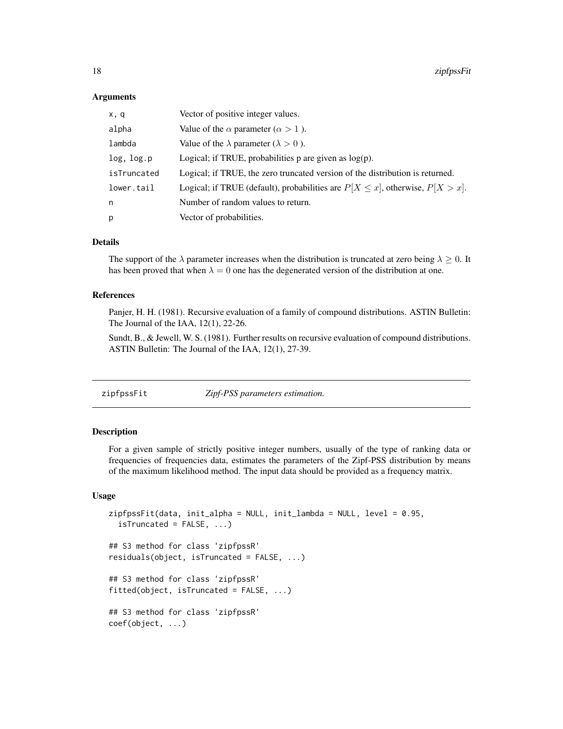### Arguments

| | |
|---|---|
| x, q | Vector of positive integer values. |
| alpha | Value of the $\alpha$ parameter ($\alpha > 1$ ). |
| lambda | Value of the $\lambda$ parameter ($\lambda > 0$ ). |
| log, log.p | Logical; if TRUE, probabilities p are given as log(p). |
| isTruncated | Logical; if TRUE, the zero truncated version of the distribution is returned. |
| lower.tail | Logical; if TRUE (default), probabilities are $P[X \leq x]$, otherwise, $P[X > x]$. |
| n | Number of random values to return. |
| p | Vector of probabilities. |

### Details

The support of the $\lambda$ parameter increases when the distribution is truncated at zero being $\lambda \geq 0$. It has been proved that when $\lambda = 0$ one has the degenerated version of the distribution at one.

### References

Panjer, H. H. (1981). Recursive evaluation of a family of compound distributions. ASTIN Bulletin: The Journal of the IAA, 12(1), 22-26.

Sundt, B., & Jewell, W. S. (1981). Further results on recursive evaluation of compound distributions. ASTIN Bulletin: The Journal of the IAA, 12(1), 27-39.

---

## zipfpssFit — *Zipf-PSS parameters estimation.*

### Description

For a given sample of strictly positive integer numbers, usually of the type of ranking data or frequencies of frequencies data, estimates the parameters of the Zipf-PSS distribution by means of the maximum likelihood method. The input data should be provided as a frequency matrix.

### Usage

```
zipfpssFit(data, init_alpha = NULL, init_lambda = NULL, level = 0.95,
  isTruncated = FALSE, ...)

## S3 method for class 'zipfpssR'
residuals(object, isTruncated = FALSE, ...)

## S3 method for class 'zipfpssR'
fitted(object, isTruncated = FALSE, ...)

## S3 method for class 'zipfpssR'
coef(object, ...)
```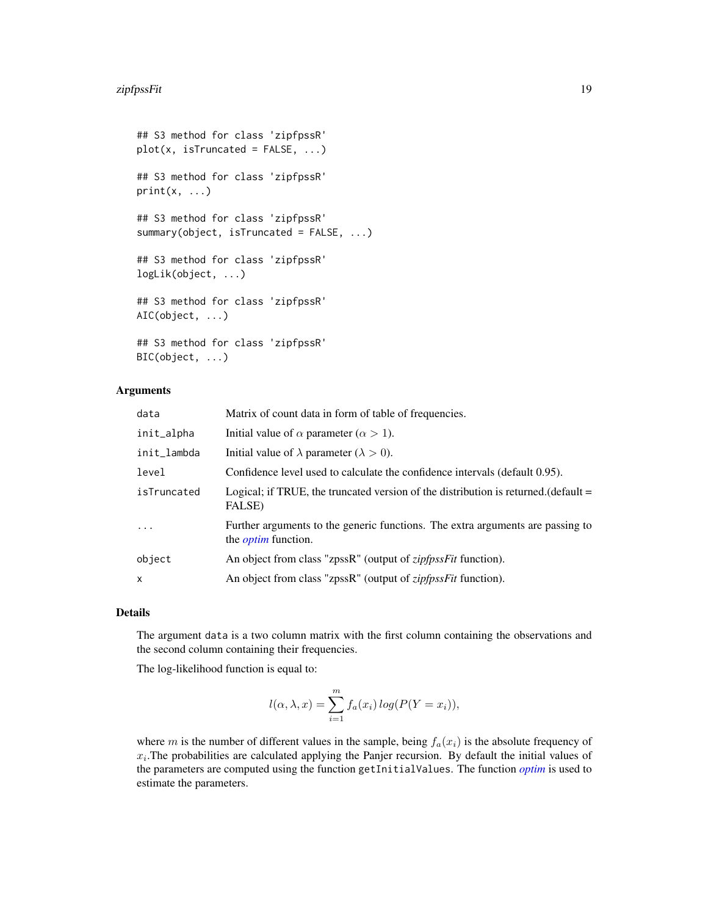```
## S3 method for class 'zipfpssR'
plot(x, isTruncated = FALSE, ...)

## S3 method for class 'zipfpssR'
print(x, ...)

## S3 method for class 'zipfpssR'
summary(object, isTruncated = FALSE, ...)

## S3 method for class 'zipfpssR'
logLik(object, ...)

## S3 method for class 'zipfpssR'
AIC(object, ...)

## S3 method for class 'zipfpssR'
BIC(object, ...)
```

### Arguments

| | |
|---|---|
| `data` | Matrix of count data in form of table of frequencies. |
| `init_alpha` | Initial value of $\alpha$ parameter ($\alpha > 1$). |
| `init_lambda` | Initial value of $\lambda$ parameter ($\lambda > 0$). |
| `level` | Confidence level used to calculate the confidence intervals (default 0.95). |
| `isTruncated` | Logical; if TRUE, the truncated version of the distribution is returned.(default = FALSE) |
| `...` | Further arguments to the generic functions. The extra arguments are passing to the *optim* function. |
| `object` | An object from class "zpssR" (output of *zipfpssFit* function). |
| `x` | An object from class "zpssR" (output of *zipfpssFit* function). |

### Details

The argument `data` is a two column matrix with the first column containing the observations and the second column containing their frequencies.

The log-likelihood function is equal to:

$$l(\alpha, \lambda, x) = \sum_{i=1}^{m} f_a(x_i)\, log(P(Y = x_i)),$$

where $m$ is the number of different values in the sample, being $f_a(x_i)$ is the absolute frequency of $x_i$.The probabilities are calculated applying the Panjer recursion. By default the initial values of the parameters are computed using the function `getInitialValues`. The function *optim* is used to estimate the parameters.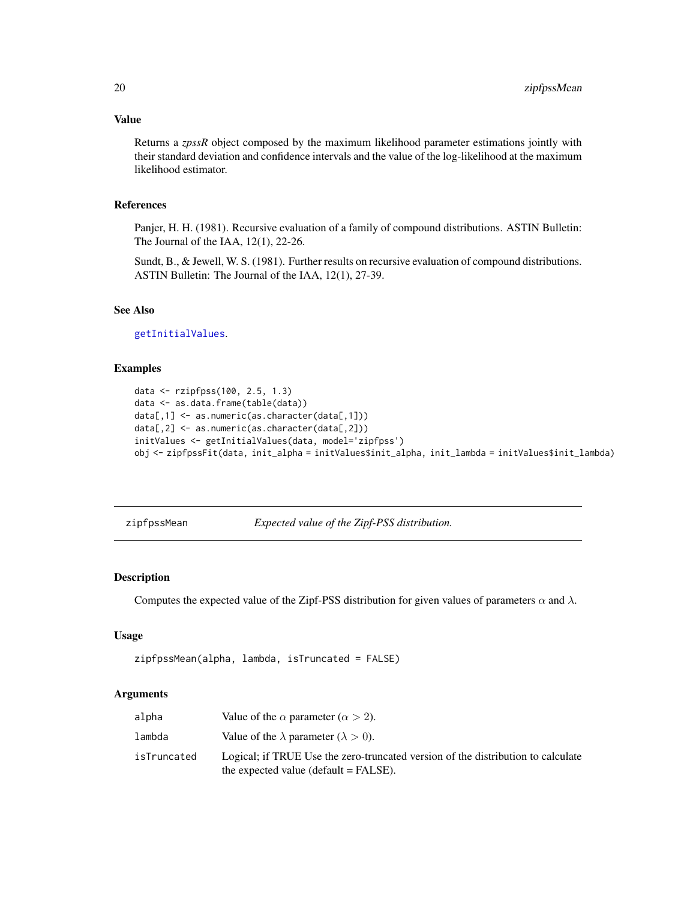### Value

Returns a *zpssR* object composed by the maximum likelihood parameter estimations jointly with their standard deviation and confidence intervals and the value of the log-likelihood at the maximum likelihood estimator.

### References

Panjer, H. H. (1981). Recursive evaluation of a family of compound distributions. ASTIN Bulletin: The Journal of the IAA, 12(1), 22-26.

Sundt, B., & Jewell, W. S. (1981). Further results on recursive evaluation of compound distributions. ASTIN Bulletin: The Journal of the IAA, 12(1), 27-39.

### See Also

`getInitialValues`.

### Examples

```
data <- rzipfpss(100, 2.5, 1.3)
data <- as.data.frame(table(data))
data[,1] <- as.numeric(as.character(data[,1]))
data[,2] <- as.numeric(as.character(data[,2]))
initValues <- getInitialValues(data, model='zipfpss')
obj <- zipfpssFit(data, init_alpha = initValues$init_alpha, init_lambda = initValues$init_lambda)
```

---

## zipfpssMean — *Expected value of the Zipf-PSS distribution.*

### Description

Computes the expected value of the Zipf-PSS distribution for given values of parameters $\alpha$ and $\lambda$.

### Usage

```
zipfpssMean(alpha, lambda, isTruncated = FALSE)
```

### Arguments

| | |
|---|---|
| `alpha` | Value of the $\alpha$ parameter ($\alpha > 2$). |
| `lambda` | Value of the $\lambda$ parameter ($\lambda > 0$). |
| `isTruncated` | Logical; if TRUE Use the zero-truncated version of the distribution to calculate the expected value (default = FALSE). |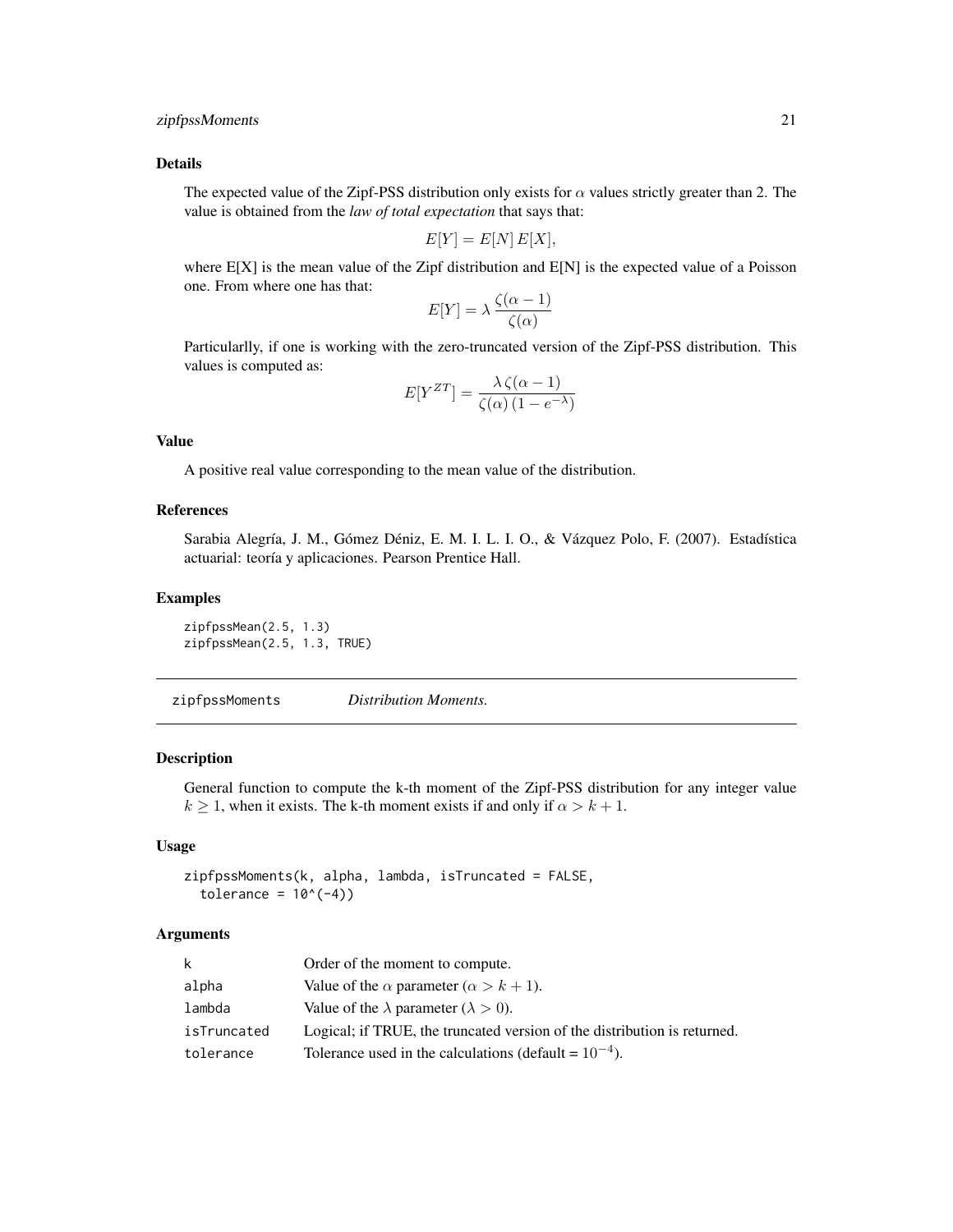### Details

The expected value of the Zipf-PSS distribution only exists for $\alpha$ values strictly greater than 2. The value is obtained from the *law of total expectation* that says that:

$$E[Y] = E[N]\, E[X],$$

where E[X] is the mean value of the Zipf distribution and E[N] is the expected value of a Poisson one. From where one has that:

$$E[Y] = \lambda\, \frac{\zeta(\alpha - 1)}{\zeta(\alpha)}$$

Particularlly, if one is working with the zero-truncated version of the Zipf-PSS distribution. This values is computed as:

$$E[Y^{ZT}] = \frac{\lambda\, \zeta(\alpha - 1)}{\zeta(\alpha)\, (1 - e^{-\lambda})}$$

### Value

A positive real value corresponding to the mean value of the distribution.

### References

Sarabia Alegría, J. M., Gómez Déniz, E. M. I. L. I. O., & Vázquez Polo, F. (2007). Estadística actuarial: teoría y aplicaciones. Pearson Prentice Hall.

### Examples

```
zipfpssMean(2.5, 1.3)
zipfpssMean(2.5, 1.3, TRUE)
```

---

## zipfpssMoments — *Distribution Moments.*

### Description

General function to compute the k-th moment of the Zipf-PSS distribution for any integer value $k \geq 1$, when it exists. The k-th moment exists if and only if $\alpha > k + 1$.

### Usage

```
zipfpssMoments(k, alpha, lambda, isTruncated = FALSE,
  tolerance = 10^(-4))
```

### Arguments

| | |
|---|---|
| k | Order of the moment to compute. |
| alpha | Value of the $\alpha$ parameter ($\alpha > k + 1$). |
| lambda | Value of the $\lambda$ parameter ($\lambda > 0$). |
| isTruncated | Logical; if TRUE, the truncated version of the distribution is returned. |
| tolerance | Tolerance used in the calculations (default = $10^{-4}$). |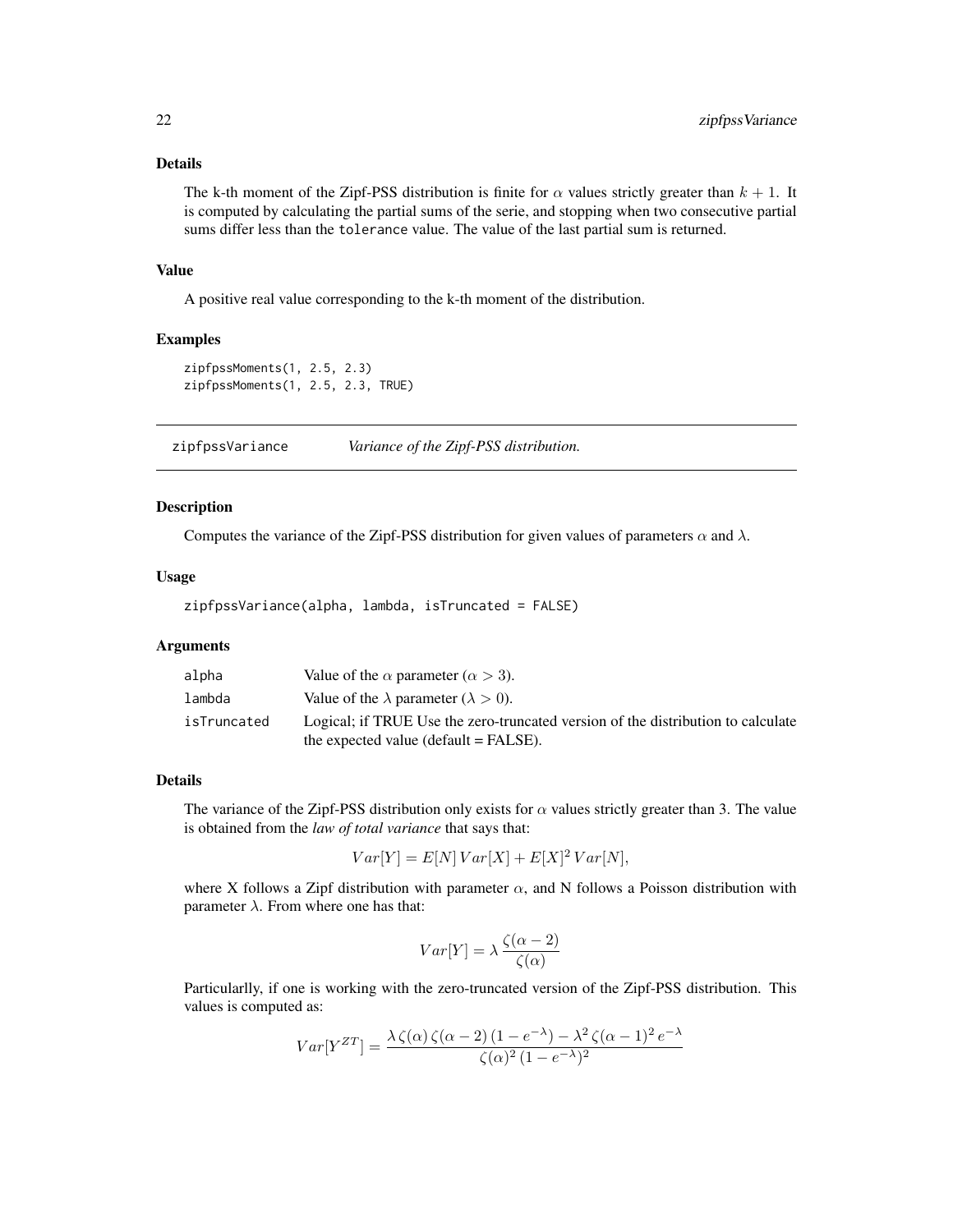### Details

The k-th moment of the Zipf-PSS distribution is finite for $\alpha$ values strictly greater than $k + 1$. It is computed by calculating the partial sums of the serie, and stopping when two consecutive partial sums differ less than the `tolerance` value. The value of the last partial sum is returned.

### Value

A positive real value corresponding to the k-th moment of the distribution.

### Examples

```
zipfpssMoments(1, 2.5, 2.3)
zipfpssMoments(1, 2.5, 2.3, TRUE)
```

---

## zipfpssVariance — *Variance of the Zipf-PSS distribution.*

---

### Description

Computes the variance of the Zipf-PSS distribution for given values of parameters $\alpha$ and $\lambda$.

### Usage

```
zipfpssVariance(alpha, lambda, isTruncated = FALSE)
```

### Arguments

| | |
|---|---|
| alpha | Value of the $\alpha$ parameter ($\alpha > 3$). |
| lambda | Value of the $\lambda$ parameter ($\lambda > 0$). |
| isTruncated | Logical; if TRUE Use the zero-truncated version of the distribution to calculate the expected value (default = FALSE). |

### Details

The variance of the Zipf-PSS distribution only exists for $\alpha$ values strictly greater than 3. The value is obtained from the *law of total variance* that says that:

$$Var[Y] = E[N]\, Var[X] + E[X]^2\, Var[N],$$

where X follows a Zipf distribution with parameter $\alpha$, and N follows a Poisson distribution with parameter $\lambda$. From where one has that:

$$Var[Y] = \lambda\, \frac{\zeta(\alpha - 2)}{\zeta(\alpha)}$$

Particularlly, if one is working with the zero-truncated version of the Zipf-PSS distribution. This values is computed as:

$$Var[Y^{ZT}] = \frac{\lambda\, \zeta(\alpha)\, \zeta(\alpha - 2)\, (1 - e^{-\lambda}) - \lambda^2\, \zeta(\alpha - 1)^2\, e^{-\lambda}}{\zeta(\alpha)^2\, (1 - e^{-\lambda})^2}$$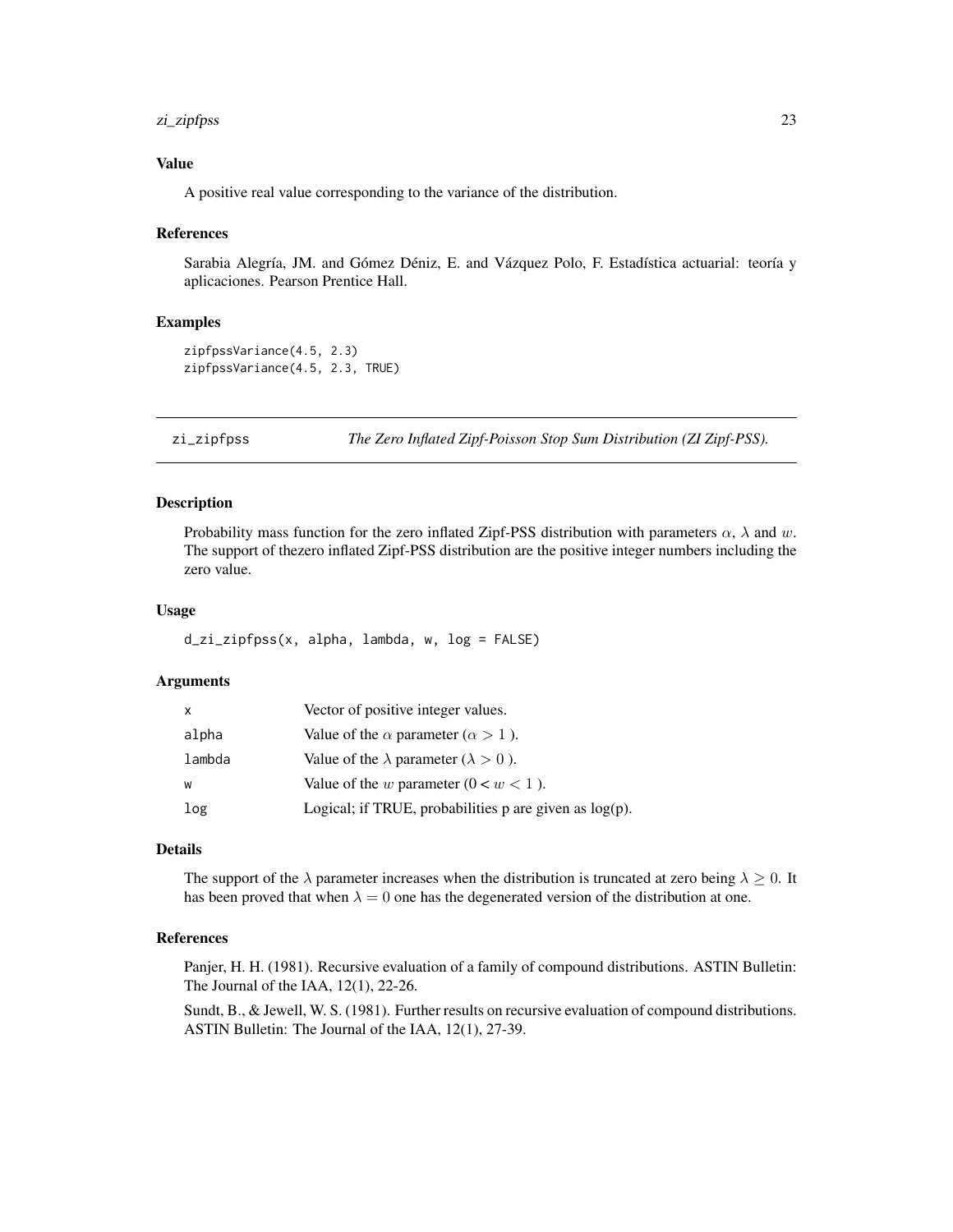### Value

A positive real value corresponding to the variance of the distribution.

### References

Sarabia Alegría, JM. and Gómez Déniz, E. and Vázquez Polo, F. Estadística actuarial: teoría y aplicaciones. Pearson Prentice Hall.

### Examples

```
zipfpssVariance(4.5, 2.3)
zipfpssVariance(4.5, 2.3, TRUE)
```

---

## zi_zipfpss *The Zero Inflated Zipf-Poisson Stop Sum Distribution (ZI Zipf-PSS).*

### Description

Probability mass function for the zero inflated Zipf-PSS distribution with parameters $\alpha$, $\lambda$ and $w$. The support of thezero inflated Zipf-PSS distribution are the positive integer numbers including the zero value.

### Usage

```
d_zi_zipfpss(x, alpha, lambda, w, log = FALSE)
```

### Arguments

| | |
|---|---|
| x | Vector of positive integer values. |
| alpha | Value of the $\alpha$ parameter ($\alpha > 1$ ). |
| lambda | Value of the $\lambda$ parameter ($\lambda > 0$ ). |
| w | Value of the $w$ parameter ($0 < w < 1$ ). |
| log | Logical; if TRUE, probabilities p are given as log(p). |

### Details

The support of the $\lambda$ parameter increases when the distribution is truncated at zero being $\lambda \geq 0$. It has been proved that when $\lambda = 0$ one has the degenerated version of the distribution at one.

### References

Panjer, H. H. (1981). Recursive evaluation of a family of compound distributions. ASTIN Bulletin: The Journal of the IAA, 12(1), 22-26.

Sundt, B., & Jewell, W. S. (1981). Further results on recursive evaluation of compound distributions. ASTIN Bulletin: The Journal of the IAA, 12(1), 27-39.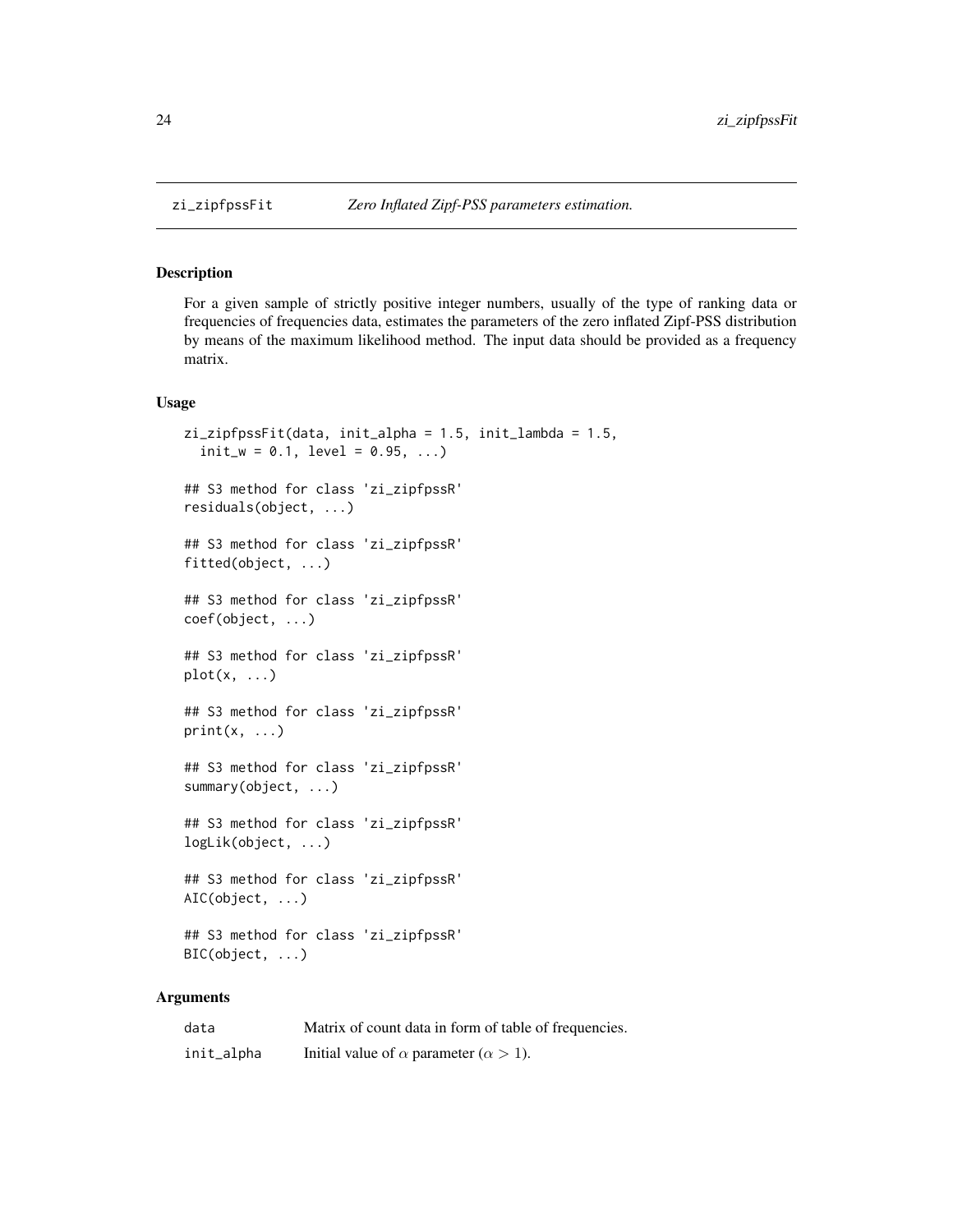zi_zipfpssFit &emsp; *Zero Inflated Zipf-PSS parameters estimation.*

## Description

For a given sample of strictly positive integer numbers, usually of the type of ranking data or frequencies of frequencies data, estimates the parameters of the zero inflated Zipf-PSS distribution by means of the maximum likelihood method. The input data should be provided as a frequency matrix.

## Usage

```
zi_zipfpssFit(data, init_alpha = 1.5, init_lambda = 1.5,
  init_w = 0.1, level = 0.95, ...)

## S3 method for class 'zi_zipfpssR'
residuals(object, ...)

## S3 method for class 'zi_zipfpssR'
fitted(object, ...)

## S3 method for class 'zi_zipfpssR'
coef(object, ...)

## S3 method for class 'zi_zipfpssR'
plot(x, ...)

## S3 method for class 'zi_zipfpssR'
print(x, ...)

## S3 method for class 'zi_zipfpssR'
summary(object, ...)

## S3 method for class 'zi_zipfpssR'
logLik(object, ...)

## S3 method for class 'zi_zipfpssR'
AIC(object, ...)

## S3 method for class 'zi_zipfpssR'
BIC(object, ...)
```

## Arguments

| | |
|---|---|
| data | Matrix of count data in form of table of frequencies. |
| init_alpha | Initial value of $\alpha$ parameter ($\alpha > 1$). |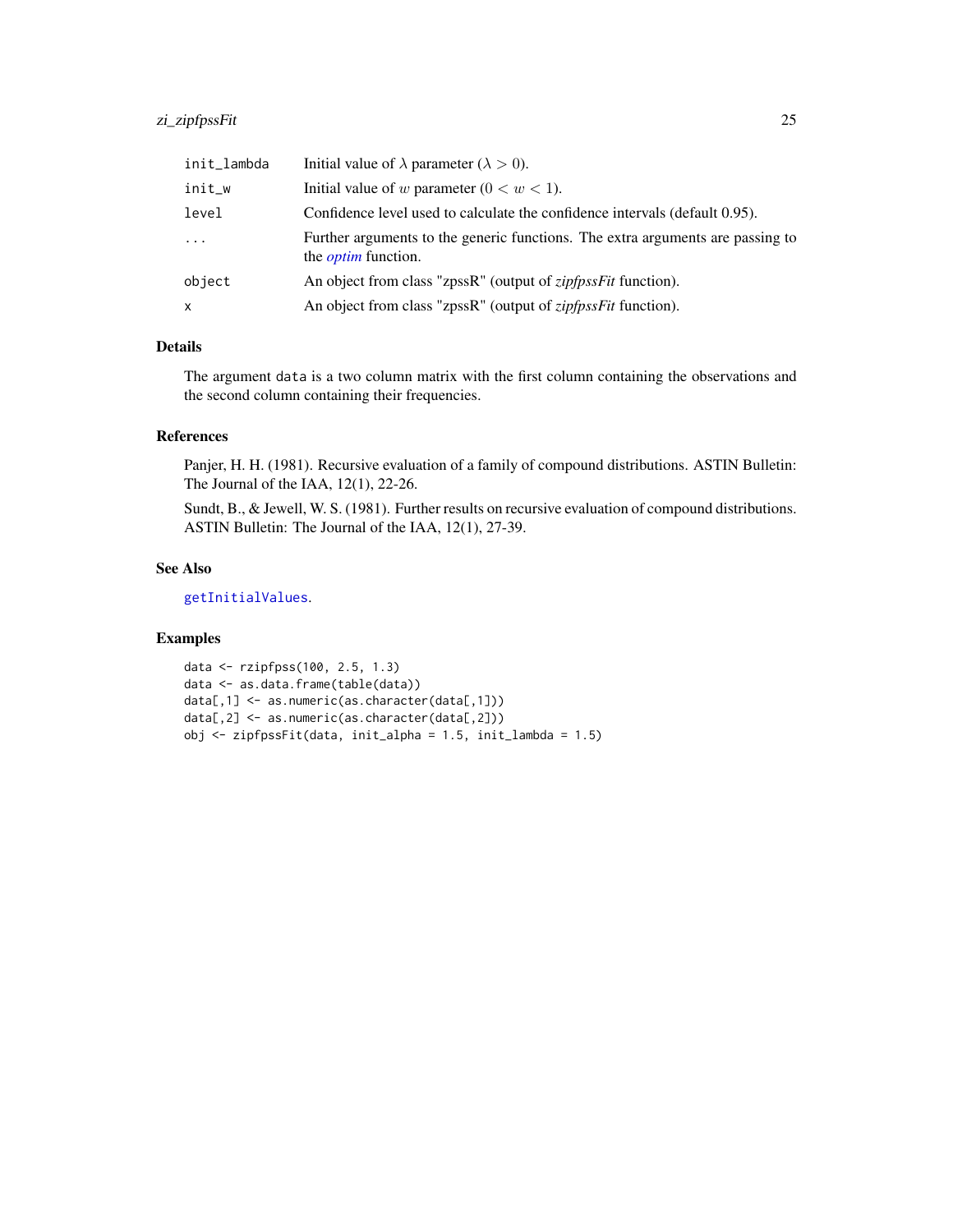| | |
|---|---|
| init_lambda | Initial value of $\lambda$ parameter ($\lambda > 0$). |
| init_w | Initial value of $w$ parameter ($0 < w < 1$). |
| level | Confidence level used to calculate the confidence intervals (default 0.95). |
| ... | Further arguments to the generic functions. The extra arguments are passing to the *optim* function. |
| object | An object from class "zpssR" (output of *zipfpssFit* function). |
| x | An object from class "zpssR" (output of *zipfpssFit* function). |

## Details

The argument data is a two column matrix with the first column containing the observations and the second column containing their frequencies.

## References

Panjer, H. H. (1981). Recursive evaluation of a family of compound distributions. ASTIN Bulletin: The Journal of the IAA, 12(1), 22-26.

Sundt, B., & Jewell, W. S. (1981). Further results on recursive evaluation of compound distributions. ASTIN Bulletin: The Journal of the IAA, 12(1), 27-39.

## See Also

getInitialValues.

## Examples

```
data <- rzipfpss(100, 2.5, 1.3)
data <- as.data.frame(table(data))
data[,1] <- as.numeric(as.character(data[,1]))
data[,2] <- as.numeric(as.character(data[,2]))
obj <- zipfpssFit(data, init_alpha = 1.5, init_lambda = 1.5)
```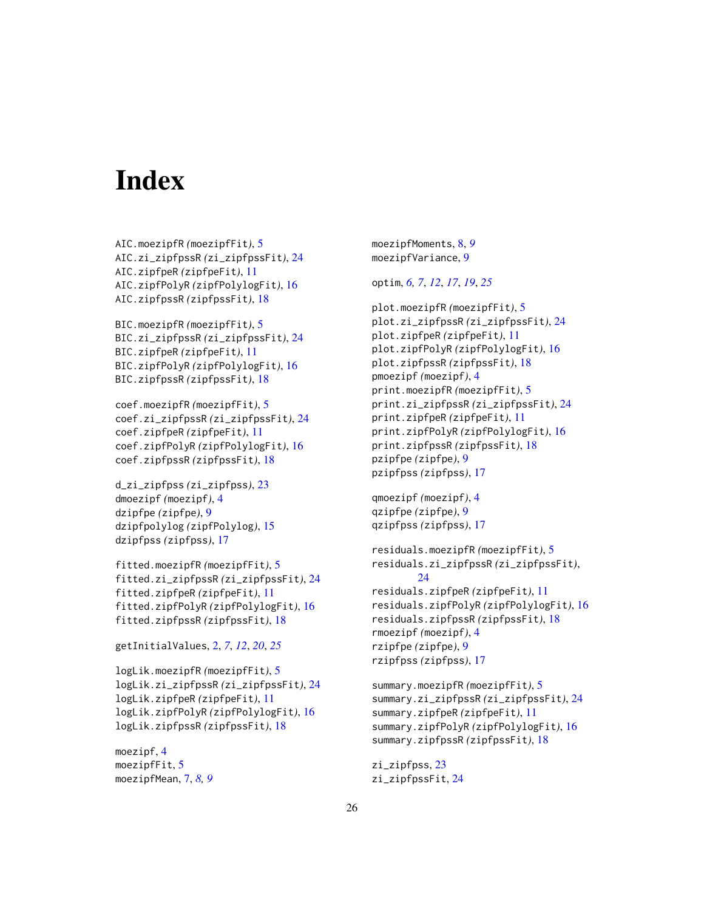# Index

AIC.moezipfR (moezipfFit), 5
AIC.zi_zipfpssR (zi_zipfpssFit), 24
AIC.zipfpeR (zipfpeFit), 11
AIC.zipfPolyR (zipfPolylogFit), 16
AIC.zipfpssR (zipfpssFit), 18

BIC.moezipfR (moezipfFit), 5
BIC.zi_zipfpssR (zi_zipfpssFit), 24
BIC.zipfpeR (zipfpeFit), 11
BIC.zipfPolyR (zipfPolylogFit), 16
BIC.zipfpssR (zipfpssFit), 18

coef.moezipfR (moezipfFit), 5
coef.zi_zipfpssR (zi_zipfpssFit), 24
coef.zipfpeR (zipfpeFit), 11
coef.zipfPolyR (zipfPolylogFit), 16
coef.zipfpssR (zipfpssFit), 18

d_zi_zipfpss (zi_zipfpss), 23
dmoezipf (moezipf), 4
dzipfpe (zipfpe), 9
dzipfpolylog (zipfPolylog), 15
dzipfpss (zipfpss), 17

fitted.moezipfR (moezipfFit), 5
fitted.zi_zipfpssR (zi_zipfpssFit), 24
fitted.zipfpeR (zipfpeFit), 11
fitted.zipfPolyR (zipfPolylogFit), 16
fitted.zipfpssR (zipfpssFit), 18

getInitialValues, 2, *7*, *12*, *20*, *25*

logLik.moezipfR (moezipfFit), 5
logLik.zi_zipfpssR (zi_zipfpssFit), 24
logLik.zipfpeR (zipfpeFit), 11
logLik.zipfPolyR (zipfPolylogFit), 16
logLik.zipfpssR (zipfpssFit), 18

moezipf, 4
moezipfFit, 5
moezipfMean, 7, *8*, *9*
moezipfMoments, 8, *9*
moezipfVariance, 9

optim, *6*, *7*, *12*, *17*, *19*, *25*

plot.moezipfR (moezipfFit), 5
plot.zi_zipfpssR (zi_zipfpssFit), 24
plot.zipfpeR (zipfpeFit), 11
plot.zipfPolyR (zipfPolylogFit), 16
plot.zipfpssR (zipfpssFit), 18
pmoezipf (moezipf), 4
print.moezipfR (moezipfFit), 5
print.zi_zipfpssR (zi_zipfpssFit), 24
print.zipfpeR (zipfpeFit), 11
print.zipfPolyR (zipfPolylogFit), 16
print.zipfpssR (zipfpssFit), 18
pzipfpe (zipfpe), 9
pzipfpss (zipfpss), 17

qmoezipf (moezipf), 4
qzipfpe (zipfpe), 9
qzipfpss (zipfpss), 17

residuals.moezipfR (moezipfFit), 5
residuals.zi_zipfpssR (zi_zipfpssFit), 24
residuals.zipfpeR (zipfpeFit), 11
residuals.zipfPolyR (zipfPolylogFit), 16
residuals.zipfpssR (zipfpssFit), 18
rmoezipf (moezipf), 4
rzipfpe (zipfpe), 9
rzipfpss (zipfpss), 17

summary.moezipfR (moezipfFit), 5
summary.zi_zipfpssR (zi_zipfpssFit), 24
summary.zipfpeR (zipfpeFit), 11
summary.zipfPolyR (zipfPolylogFit), 16
summary.zipfpssR (zipfpssFit), 18

zi_zipfpss, 23
zi_zipfpssFit, 24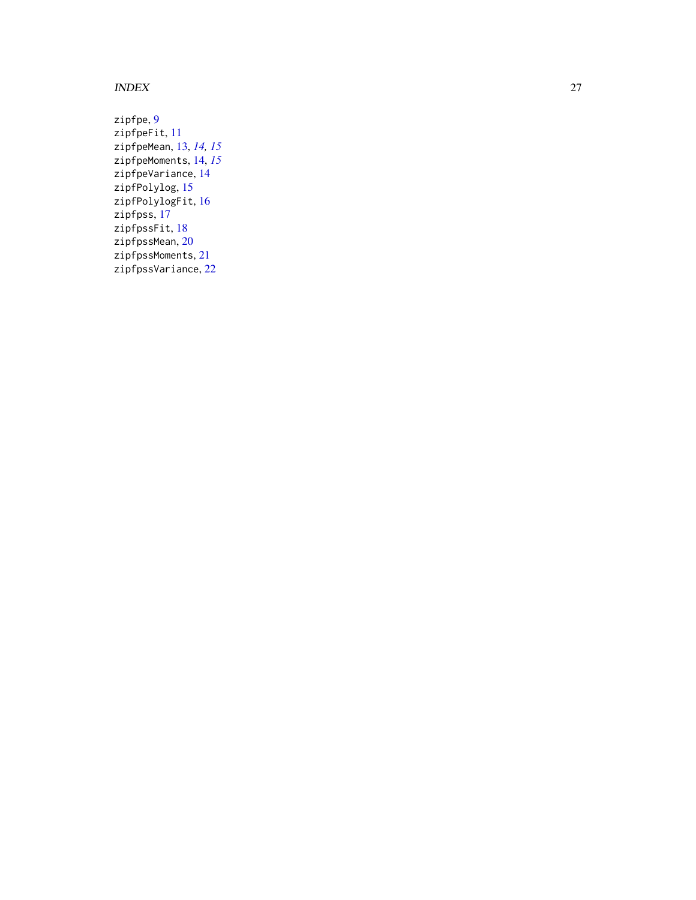zipfpe, 9
zipfpeFit, 11
zipfpeMean, 13, *14, 15*
zipfpeMoments, 14, *15*
zipfpeVariance, 14
zipfPolylog, 15
zipfPolylogFit, 16
zipfpss, 17
zipfpssFit, 18
zipfpssMean, 20
zipfpssMoments, 21
zipfpssVariance, 22